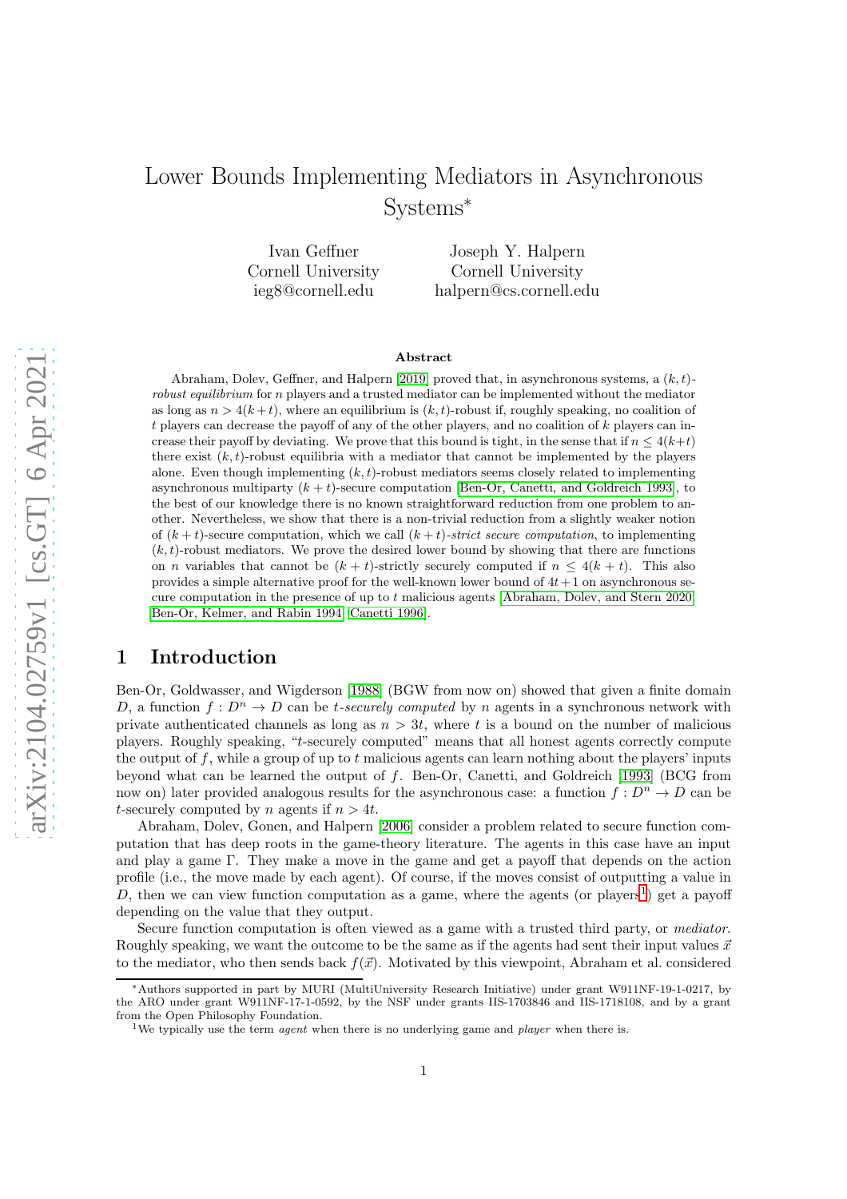# Lower Bounds Implementing Mediators in Asynchronous Systems*

Ivan Geffner
Cornell University
ieg8@cornell.edu

Joseph Y. Halpern
Cornell University
halpern@cs.cornell.edu

## Abstract

Abraham, Dolev, Geffner, and Halpern [2019] proved that, in asynchronous systems, a $(k,t)$-*robust equilibrium* for $n$ players and a trusted mediator can be implemented without the mediator as long as $n > 4(k+t)$, where an equilibrium is $(k,t)$-robust if, roughly speaking, no coalition of $t$ players can decrease the payoff of any of the other players, and no coalition of $k$ players can increase their payoff by deviating. We prove that this bound is tight, in the sense that if $n \leq 4(k+t)$ there exist $(k,t)$-robust equilibria with a mediator that cannot be implemented by the players alone. Even though implementing $(k,t)$-robust mediators seems closely related to implementing asynchronous multiparty $(k+t)$-secure computation [Ben-Or, Canetti, and Goldreich 1993], to the best of our knowledge there is no known straightforward reduction from one problem to another. Nevertheless, we show that there is a non-trivial reduction from a slightly weaker notion of $(k+t)$-secure computation, which we call $(k+t)$-*strict secure computation*, to implementing $(k,t)$-robust mediators. We prove the desired lower bound by showing that there are functions on $n$ variables that cannot be $(k+t)$-strictly securely computed if $n \leq 4(k+t)$. This also provides a simple alternative proof for the well-known lower bound of $4t+1$ on asynchronous secure computation in the presence of up to $t$ malicious agents [Abraham, Dolev, and Stern 2020; Ben-Or, Kelmer, and Rabin 1994; Canetti 1996].

## 1 Introduction

Ben-Or, Goldwasser, and Wigderson [1988] (BGW from now on) showed that given a finite domain $D$, a function $f : D^n \rightarrow D$ can be $t$-*securely computed* by $n$ agents in a synchronous network with private authenticated channels as long as $n > 3t$, where $t$ is a bound on the number of malicious players. Roughly speaking, "$t$-securely computed" means that all honest agents correctly compute the output of $f$, while a group of up to $t$ malicious agents can learn nothing about the players' inputs beyond what can be learned the output of $f$. Ben-Or, Canetti, and Goldreich [1993] (BCG from now on) later provided analogous results for the asynchronous case: a function $f : D^n \rightarrow D$ can be $t$-securely computed by $n$ agents if $n > 4t$.

Abraham, Dolev, Gonen, and Halpern [2006] consider a problem related to secure function computation that has deep roots in the game-theory literature. The agents in this case have an input and play a game $\Gamma$. They make a move in the game and get a payoff that depends on the action profile (i.e., the move made by each agent). Of course, if the moves consist of outputting a value in $D$, then we can view function computation as a game, where the agents (or players[1]) get a payoff depending on the value that they output.

Secure function computation is often viewed as a game with a trusted third party, or *mediator*. Roughly speaking, we want the outcome to be the same as if the agents had sent their input values $\vec{x}$ to the mediator, who then sends back $f(\vec{x})$. Motivated by this viewpoint, Abraham et al. considered

*Authors supported in part by MURI (MultiUniversity Research Initiative) under grant W911NF-19-1-0217, by the ARO under grant W911NF-17-1-0592, by the NSF under grants IIS-1703846 and IIS-1718108, and by a grant from the Open Philosophy Foundation.

[1] We typically use the term *agent* when there is no underlying game and *player* when there is.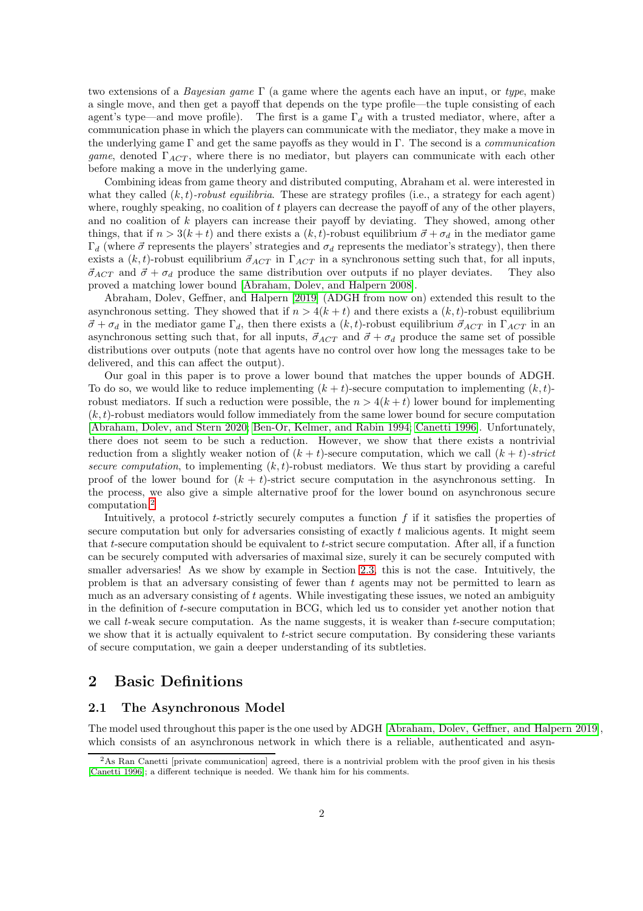two extensions of a *Bayesian game* $\Gamma$ (a game where the agents each have an input, or *type*, make a single move, and then get a payoff that depends on the type profile—the tuple consisting of each agent's type—and move profile). The first is a game $\Gamma_d$ with a trusted mediator, where, after a communication phase in which the players can communicate with the mediator, they make a move in the underlying game $\Gamma$ and get the same payoffs as they would in $\Gamma$. The second is a *communication game*, denoted $\Gamma_{ACT}$, where there is no mediator, but players can communicate with each other before making a move in the underlying game.

Combining ideas from game theory and distributed computing, Abraham et al. were interested in what they called *$(k,t)$-robust equilibria*. These are strategy profiles (i.e., a strategy for each agent) where, roughly speaking, no coalition of $t$ players can decrease the payoff of any of the other players, and no coalition of $k$ players can increase their payoff by deviating. They showed, among other things, that if $n > 3(k+t)$ and there exists a $(k,t)$-robust equilibrium $\vec{\sigma} + \sigma_d$ in the mediator game $\Gamma_d$ (where $\vec{\sigma}$ represents the players' strategies and $\sigma_d$ represents the mediator's strategy), then there exists a $(k,t)$-robust equilibrium $\vec{\sigma}_{ACT}$ in $\Gamma_{ACT}$ in a synchronous setting such that, for all inputs, $\vec{\sigma}_{ACT}$ and $\vec{\sigma} + \sigma_d$ produce the same distribution over outputs if no player deviates. They also proved a matching lower bound [Abraham, Dolev, and Halpern 2008].

Abraham, Dolev, Geffner, and Halpern [2019] (ADGH from now on) extended this result to the asynchronous setting. They showed that if $n > 4(k+t)$ and there exists a $(k,t)$-robust equilibrium $\vec{\sigma} + \sigma_d$ in the mediator game $\Gamma_d$, then there exists a $(k,t)$-robust equilibrium $\vec{\sigma}_{ACT}$ in $\Gamma_{ACT}$ in an asynchronous setting such that, for all inputs, $\vec{\sigma}_{ACT}$ and $\vec{\sigma} + \sigma_d$ produce the same set of possible distributions over outputs (note that agents have no control over how long the messages take to be delivered, and this can affect the output).

Our goal in this paper is to prove a lower bound that matches the upper bounds of ADGH. To do so, we would like to reduce implementing $(k+t)$-secure computation to implementing $(k,t)$-robust mediators. If such a reduction were possible, the $n > 4(k+t)$ lower bound for implementing $(k,t)$-robust mediators would follow immediately from the same lower bound for secure computation [Abraham, Dolev, and Stern 2020; Ben-Or, Kelmer, and Rabin 1994; Canetti 1996]. Unfortunately, there does not seem to be such a reduction. However, we show that there exists a nontrivial reduction from a slightly weaker notion of $(k+t)$-secure computation, which we call *$(k+t)$-strict secure computation*, to implementing $(k,t)$-robust mediators. We thus start by providing a careful proof of the lower bound for $(k+t)$-strict secure computation in the asynchronous setting. In the process, we also give a simple alternative proof for the lower bound on asynchronous secure computation.[2]

Intuitively, a protocol $t$-strictly securely computes a function $f$ if it satisfies the properties of secure computation but only for adversaries consisting of exactly $t$ malicious agents. It might seem that $t$-secure computation should be equivalent to $t$-strict secure computation. After all, if a function can be securely computed with adversaries of maximal size, surely it can be securely computed with smaller adversaries! As we show by example in Section 2.3, this is not the case. Intuitively, the problem is that an adversary consisting of fewer than $t$ agents may not be permitted to learn as much as an adversary consisting of $t$ agents. While investigating these issues, we noted an ambiguity in the definition of $t$-secure computation in BCG, which led us to consider yet another notion that we call $t$-weak secure computation. As the name suggests, it is weaker than $t$-secure computation; we show that it is actually equivalent to $t$-strict secure computation. By considering these variants of secure computation, we gain a deeper understanding of its subtleties.

## 2 Basic Definitions

### 2.1 The Asynchronous Model

The model used throughout this paper is the one used by ADGH [Abraham, Dolev, Geffner, and Halpern 2019], which consists of an asynchronous network in which there is a reliable, authenticated and asyn-

[2] As Ran Canetti [private communication] agreed, there is a nontrivial problem with the proof given in his thesis [Canetti 1996]; a different technique is needed. We thank him for his comments.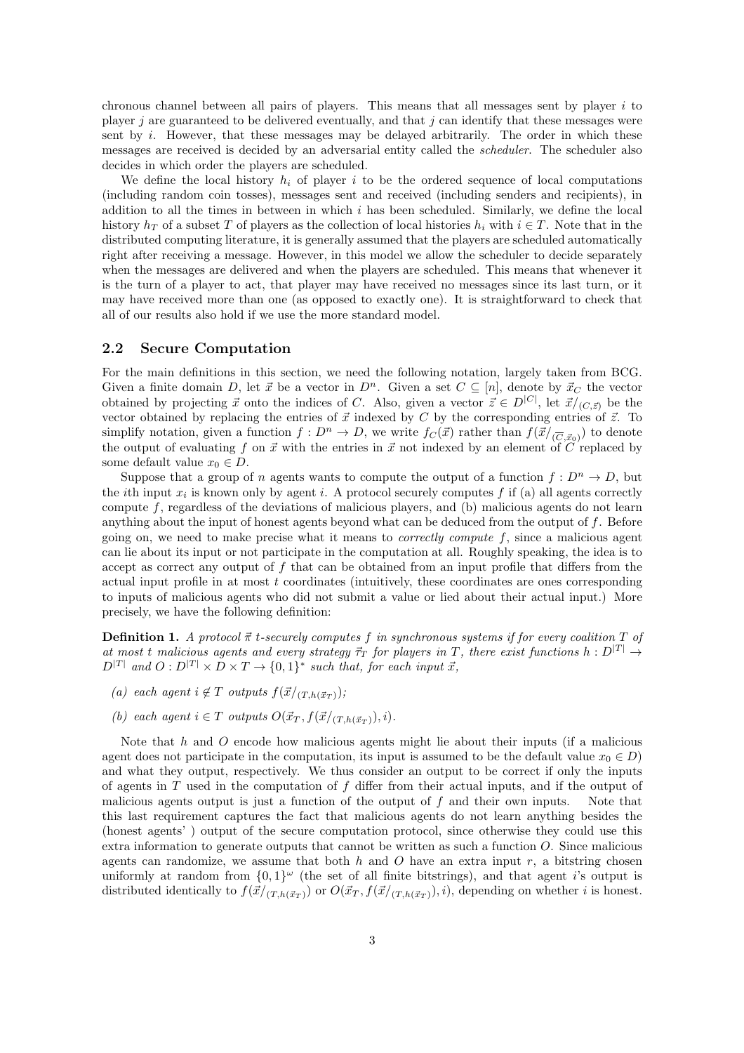chronous channel between all pairs of players. This means that all messages sent by player $i$ to player $j$ are guaranteed to be delivered eventually, and that $j$ can identify that these messages were sent by $i$. However, that these messages may be delayed arbitrarily. The order in which these messages are received is decided by an adversarial entity called the *scheduler*. The scheduler also decides in which order the players are scheduled.

We define the local history $h_i$ of player $i$ to be the ordered sequence of local computations (including random coin tosses), messages sent and received (including senders and recipients), in addition to all the times in between in which $i$ has been scheduled. Similarly, we define the local history $h_T$ of a subset $T$ of players as the collection of local histories $h_i$ with $i \in T$. Note that in the distributed computing literature, it is generally assumed that the players are scheduled automatically right after receiving a message. However, in this model we allow the scheduler to decide separately when the messages are delivered and when the players are scheduled. This means that whenever it is the turn of a player to act, that player may have received no messages since its last turn, or it may have received more than one (as opposed to exactly one). It is straightforward to check that all of our results also hold if we use the more standard model.

## 2.2 Secure Computation

For the main definitions in this section, we need the following notation, largely taken from BCG. Given a finite domain $D$, let $\vec{x}$ be a vector in $D^n$. Given a set $C \subseteq [n]$, denote by $\vec{x}_C$ the vector obtained by projecting $\vec{x}$ onto the indices of $C$. Also, given a vector $\vec{z} \in D^{|C|}$, let $\vec{x}/_{(C,\vec{z})}$ be the vector obtained by replacing the entries of $\vec{x}$ indexed by $C$ by the corresponding entries of $\vec{z}$. To simplify notation, given a function $f : D^n \to D$, we write $f_C(\vec{x})$ rather than $f(\vec{x}/_{(\overline{C},\vec{x}_0)})$ to denote the output of evaluating $f$ on $\vec{x}$ with the entries in $\vec{x}$ not indexed by an element of $C$ replaced by some default value $x_0 \in D$.

Suppose that a group of $n$ agents wants to compute the output of a function $f : D^n \to D$, but the $i$th input $x_i$ is known only by agent $i$. A protocol securely computes $f$ if (a) all agents correctly compute $f$, regardless of the deviations of malicious players, and (b) malicious agents do not learn anything about the input of honest agents beyond what can be deduced from the output of $f$. Before going on, we need to make precise what it means to *correctly compute* $f$, since a malicious agent can lie about its input or not participate in the computation at all. Roughly speaking, the idea is to accept as correct any output of $f$ that can be obtained from an input profile that differs from the actual input profile in at most $t$ coordinates (intuitively, these coordinates are ones corresponding to inputs of malicious agents who did not submit a value or lied about their actual input.) More precisely, we have the following definition:

**Definition 1.** *A protocol $\vec{\pi}$ $t$-securely computes $f$ in synchronous systems if for every coalition $T$ of at most $t$ malicious agents and every strategy $\vec{\tau}_T$ for players in $T$, there exist functions $h : D^{|T|} \to D^{|T|}$ and $O : D^{|T|} \times D \times T \to \{0,1\}^*$ such that, for each input $\vec{x}$,*

- *(a) each agent $i \notin T$ outputs $f(\vec{x}/_{(T,h(\vec{x}_T))})$;*
- *(b) each agent $i \in T$ outputs $O(\vec{x}_T, f(\vec{x}/_{(T,h(\vec{x}_T))}), i)$.*

Note that $h$ and $O$ encode how malicious agents might lie about their inputs (if a malicious agent does not participate in the computation, its input is assumed to be the default value $x_0 \in D$) and what they output, respectively. We thus consider an output to be correct if only the inputs of agents in $T$ used in the computation of $f$ differ from their actual inputs, and if the output of malicious agents output is just a function of the output of $f$ and their own inputs. Note that this last requirement captures the fact that malicious agents do not learn anything besides the (honest agents' ) output of the secure computation protocol, since otherwise they could use this extra information to generate outputs that cannot be written as such a function $O$. Since malicious agents can randomize, we assume that both $h$ and $O$ have an extra input $r$, a bitstring chosen uniformly at random from $\{0,1\}^\omega$ (the set of all finite bitstrings), and that agent $i$'s output is distributed identically to $f(\vec{x}/_{(T,h(\vec{x}_T))})$ or $O(\vec{x}_T, f(\vec{x}/_{(T,h(\vec{x}_T))}), i)$, depending on whether $i$ is honest.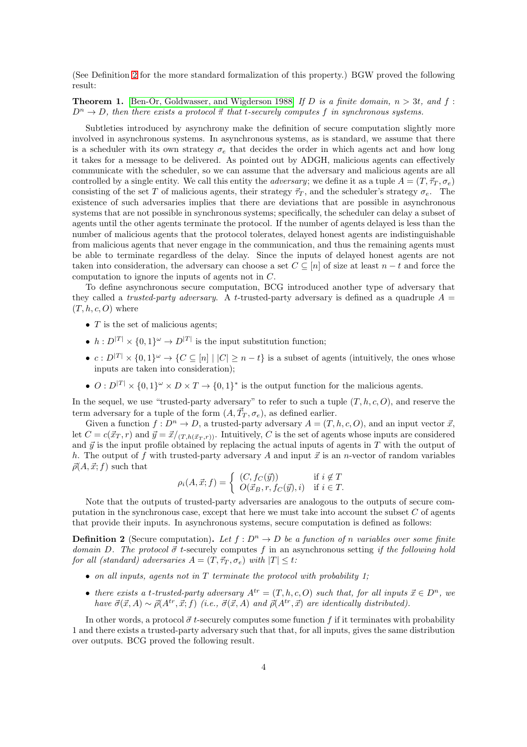(See Definition 2 for the more standard formalization of this property.) BGW proved the following result:

**Theorem 1.** [Ben-Or, Goldwasser, and Wigderson 1988] *If $D$ is a finite domain, $n > 3t$, and $f : D^n \to D$, then there exists a protocol $\vec{\pi}$ that $t$-securely computes $f$ in synchronous systems.*

Subtleties introduced by asynchrony make the definition of secure computation slightly more involved in asynchronous systems. In asynchronous systems, as is standard, we assume that there is a scheduler with its own strategy $\sigma_e$ that decides the order in which agents act and how long it takes for a message to be delivered. As pointed out by ADGH, malicious agents can effectively communicate with the scheduler, so we can assume that the adversary and malicious agents are all controlled by a single entity. We call this entity the *adversary*; we define it as a tuple $A = (T, \vec{\tau}_T, \sigma_e)$ consisting of the set $T$ of malicious agents, their strategy $\vec{\tau}_T$, and the scheduler's strategy $\sigma_e$. The existence of such adversaries implies that there are deviations that are possible in asynchronous systems that are not possible in synchronous systems; specifically, the scheduler can delay a subset of agents until the other agents terminate the protocol. If the number of agents delayed is less than the number of malicious agents that the protocol tolerates, delayed honest agents are indistinguishable from malicious agents that never engage in the communication, and thus the remaining agents must be able to terminate regardless of the delay. Since the inputs of delayed honest agents are not taken into consideration, the adversary can choose a set $C \subseteq [n]$ of size at least $n - t$ and force the computation to ignore the inputs of agents not in $C$.

To define asynchronous secure computation, BCG introduced another type of adversary that they called a *trusted-party adversary*. A $t$-trusted-party adversary is defined as a quadruple $A = (T, h, c, O)$ where

- $T$ is the set of malicious agents;
- $h : D^{|T|} \times \{0,1\}^\omega \to D^{|T|}$ is the input substitution function;
- $c : D^{|T|} \times \{0,1\}^\omega \to \{C \subseteq [n] \mid |C| \geq n - t\}$ is a subset of agents (intuitively, the ones whose inputs are taken into consideration);
- $O : D^{|T|} \times \{0,1\}^\omega \times D \times T \to \{0,1\}^*$ is the output function for the malicious agents.

In the sequel, we use "trusted-party adversary" to refer to such a tuple $(T, h, c, O)$, and reserve the term adversary for a tuple of the form $(A, \vec{T}_T, \sigma_e)$, as defined earlier.

Given a function $f : D^n \to D$, a trusted-party adversary $A = (T, h, c, O)$, and an input vector $\vec{x}$, let $C = c(\vec{x}_T, r)$ and $\vec{y} = \vec{x}/_{(T, h(\vec{x}_T, r))}$. Intuitively, $C$ is the set of agents whose inputs are considered and $\vec{y}$ is the input profile obtained by replacing the actual inputs of agents in $T$ with the output of $h$. The output of $f$ with trusted-party adversary $A$ and input $\vec{x}$ is an $n$-vector of random variables $\vec{\rho}(A, \vec{x}; f)$ such that

$$\rho_i(A, \vec{x}; f) = \begin{cases} (C, f_C(\vec{y})) & \text{if } i \notin T \\ O(\vec{x}_B, r, f_C(\vec{y}), i) & \text{if } i \in T. \end{cases}$$

Note that the outputs of trusted-party adversaries are analogous to the outputs of secure computation in the synchronous case, except that here we must take into account the subset $C$ of agents that provide their inputs. In asynchronous systems, secure computation is defined as follows:

**Definition 2** (Secure computation)**.** *Let $f : D^n \to D$ be a function of $n$ variables over some finite domain $D$. The protocol $\vec{\sigma}$ $t$-securely computes $f$ in an asynchronous setting if the following hold for all (standard) adversaries $A = (T, \vec{\tau}_T, \sigma_e)$ with $|T| \leq t$:*

- *on all inputs, agents not in $T$ terminate the protocol with probability 1;*
- *there exists a $t$-trusted-party adversary $A^{tr} = (T, h, c, O)$ such that, for all inputs $\vec{x} \in D^n$, we have $\vec{\sigma}(\vec{x}, A) \sim \vec{\rho}(A^{tr}, \vec{x}; f)$ (i.e., $\vec{\sigma}(\vec{x}, A)$ and $\vec{\rho}(A^{tr}, \vec{x})$ are identically distributed).*

In other words, a protocol $\vec{\sigma}$ $t$-securely computes some function $f$ if it terminates with probability 1 and there exists a trusted-party adversary such that that, for all inputs, gives the same distribution over outputs. BCG proved the following result.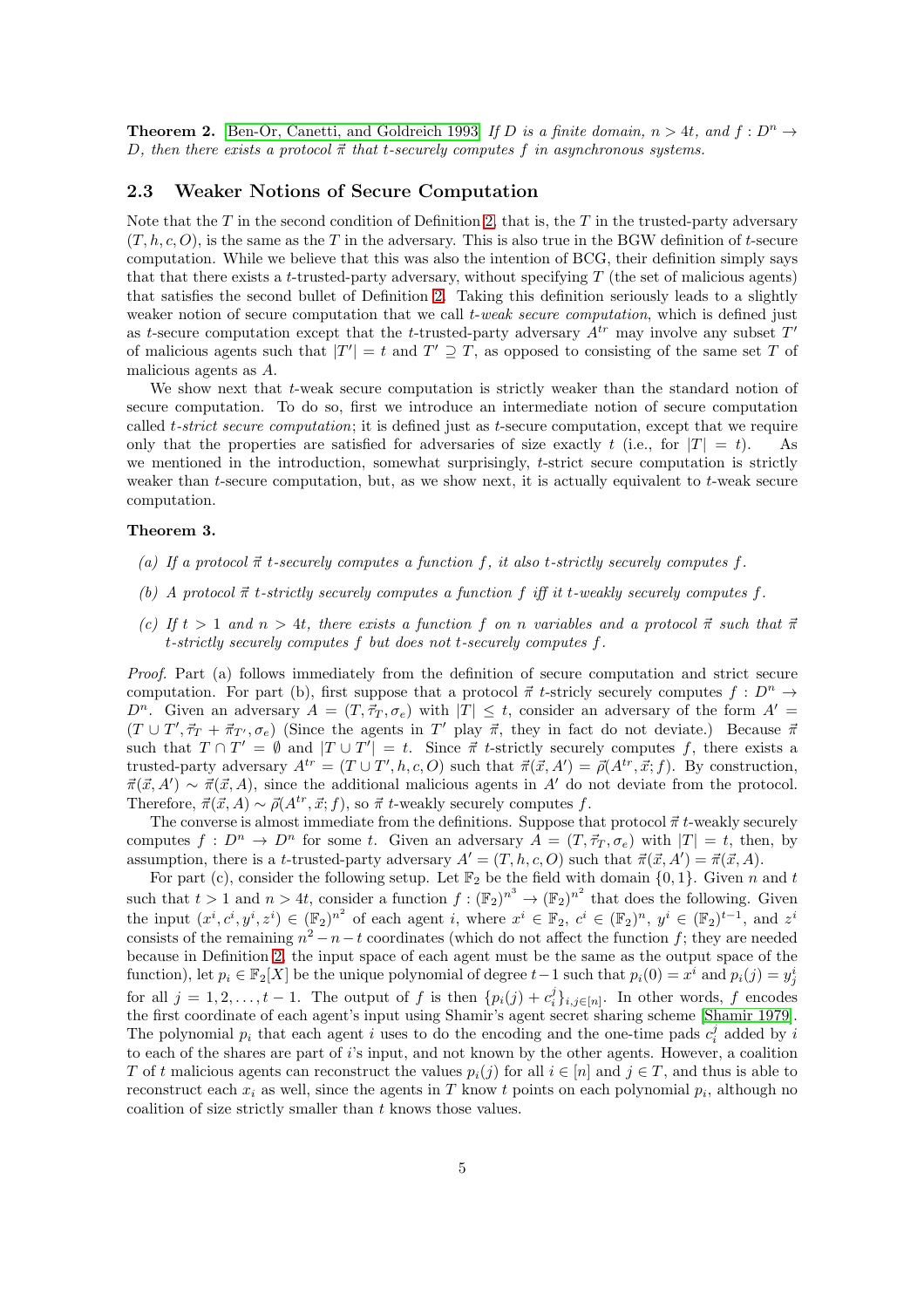**Theorem 2.** [Ben-Or, Canetti, and Goldreich 1993] *If $D$ is a finite domain, $n > 4t$, and $f : D^n \to D$, then there exists a protocol $\vec{\pi}$ that $t$-securely computes $f$ in asynchronous systems.*

## 2.3 Weaker Notions of Secure Computation

Note that the $T$ in the second condition of Definition 2, that is, the $T$ in the trusted-party adversary $(T, h, c, O)$, is the same as the $T$ in the adversary. This is also true in the BGW definition of $t$-secure computation. While we believe that this was also the intention of BCG, their definition simply says that that there exists a $t$-trusted-party adversary, without specifying $T$ (the set of malicious agents) that satisfies the second bullet of Definition 2. Taking this definition seriously leads to a slightly weaker notion of secure computation that we call *$t$-weak secure computation*, which is defined just as $t$-secure computation except that the $t$-trusted-party adversary $A^{tr}$ may involve any subset $T'$ of malicious agents such that $|T'| = t$ and $T' \supseteq T$, as opposed to consisting of the same set $T$ of malicious agents as $A$.

We show next that $t$-weak secure computation is strictly weaker than the standard notion of secure computation. To do so, first we introduce an intermediate notion of secure computation called *$t$-strict secure computation*; it is defined just as $t$-secure computation, except that we require only that the properties are satisfied for adversaries of size exactly $t$ (i.e., for $|T| = t$). As we mentioned in the introduction, somewhat surprisingly, $t$-strict secure computation is strictly weaker than $t$-secure computation, but, as we show next, it is actually equivalent to $t$-weak secure computation.

**Theorem 3.**

*(a) If a protocol $\vec{\pi}$ $t$-securely computes a function $f$, it also $t$-strictly securely computes $f$.*

*(b) A protocol $\vec{\pi}$ $t$-strictly securely computes a function $f$ iff it $t$-weakly securely computes $f$.*

*(c) If $t > 1$ and $n > 4t$, there exists a function $f$ on $n$ variables and a protocol $\vec{\pi}$ such that $\vec{\pi}$ $t$-strictly securely computes $f$ but does not $t$-securely computes $f$.*

*Proof.* Part (a) follows immediately from the definition of secure computation and strict secure computation. For part (b), first suppose that a protocol $\vec{\pi}$ $t$-stricly securely computes $f : D^n \to D^n$. Given an adversary $A = (T, \vec{\tau}_T, \sigma_e)$ with $|T| \leq t$, consider an adversary of the form $A' = (T \cup T', \vec{\tau}_T + \vec{\pi}_{T'}, \sigma_e)$ (Since the agents in $T'$ play $\vec{\pi}$, they in fact do not deviate.) Because $\vec{\pi}$ such that $T \cap T' = \emptyset$ and $|T \cup T'| = t$. Since $\vec{\pi}$ $t$-strictly securely computes $f$, there exists a trusted-party adversary $A^{tr} = (T \cup T', h, c, O)$ such that $\vec{\pi}(\vec{x}, A') = \vec{\rho}(A^{tr}, \vec{x}; f)$. By construction, $\vec{\pi}(\vec{x}, A') \sim \vec{\pi}(\vec{x}, A)$, since the additional malicious agents in $A'$ do not deviate from the protocol. Therefore, $\vec{\pi}(\vec{x}, A) \sim \vec{\rho}(A^{tr}, \vec{x}; f)$, so $\vec{\pi}$ $t$-weakly securely computes $f$.

The converse is almost immediate from the definitions. Suppose that protocol $\vec{\pi}$ $t$-weakly securely computes $f : D^n \to D^n$ for some $t$. Given an adversary $A = (T, \vec{\tau}_T, \sigma_e)$ with $|T| = t$, then, by assumption, there is a $t$-trusted-party adversary $A' = (T, h, c, O)$ such that $\vec{\pi}(\vec{x}, A') = \vec{\pi}(\vec{x}, A)$.

For part (c), consider the following setup. Let $\mathbb{F}_2$ be the field with domain $\{0, 1\}$. Given $n$ and $t$ such that $t > 1$ and $n > 4t$, consider a function $f : (\mathbb{F}_2)^{n^3} \to (\mathbb{F}_2)^{n^2}$ that does the following. Given the input $(x^i, c^i, y^i, z^i) \in (\mathbb{F}_2)^{n^2}$ of each agent $i$, where $x^i \in \mathbb{F}_2$, $c^i \in (\mathbb{F}_2)^n$, $y^i \in (\mathbb{F}_2)^{t-1}$, and $z^i$ consists of the remaining $n^2 - n - t$ coordinates (which do not affect the function $f$; they are needed because in Definition 2, the input space of each agent must be the same as the output space of the function), let $p_i \in \mathbb{F}_2[X]$ be the unique polynomial of degree $t-1$ such that $p_i(0) = x^i$ and $p_i(j) = y^i_j$ for all $j = 1, 2, \ldots, t-1$. The output of $f$ is then $\{p_i(j) + c^j_i\}_{i,j \in [n]}$. In other words, $f$ encodes the first coordinate of each agent's input using Shamir's agent secret sharing scheme [Shamir 1979]. The polynomial $p_i$ that each agent $i$ uses to do the encoding and the one-time pads $c^j_i$ added by $i$ to each of the shares are part of $i$'s input, and not known by the other agents. However, a coalition $T$ of $t$ malicious agents can reconstruct the values $p_i(j)$ for all $i \in [n]$ and $j \in T$, and thus is able to reconstruct each $x_i$ as well, since the agents in $T$ know $t$ points on each polynomial $p_i$, although no coalition of size strictly smaller than $t$ knows those values.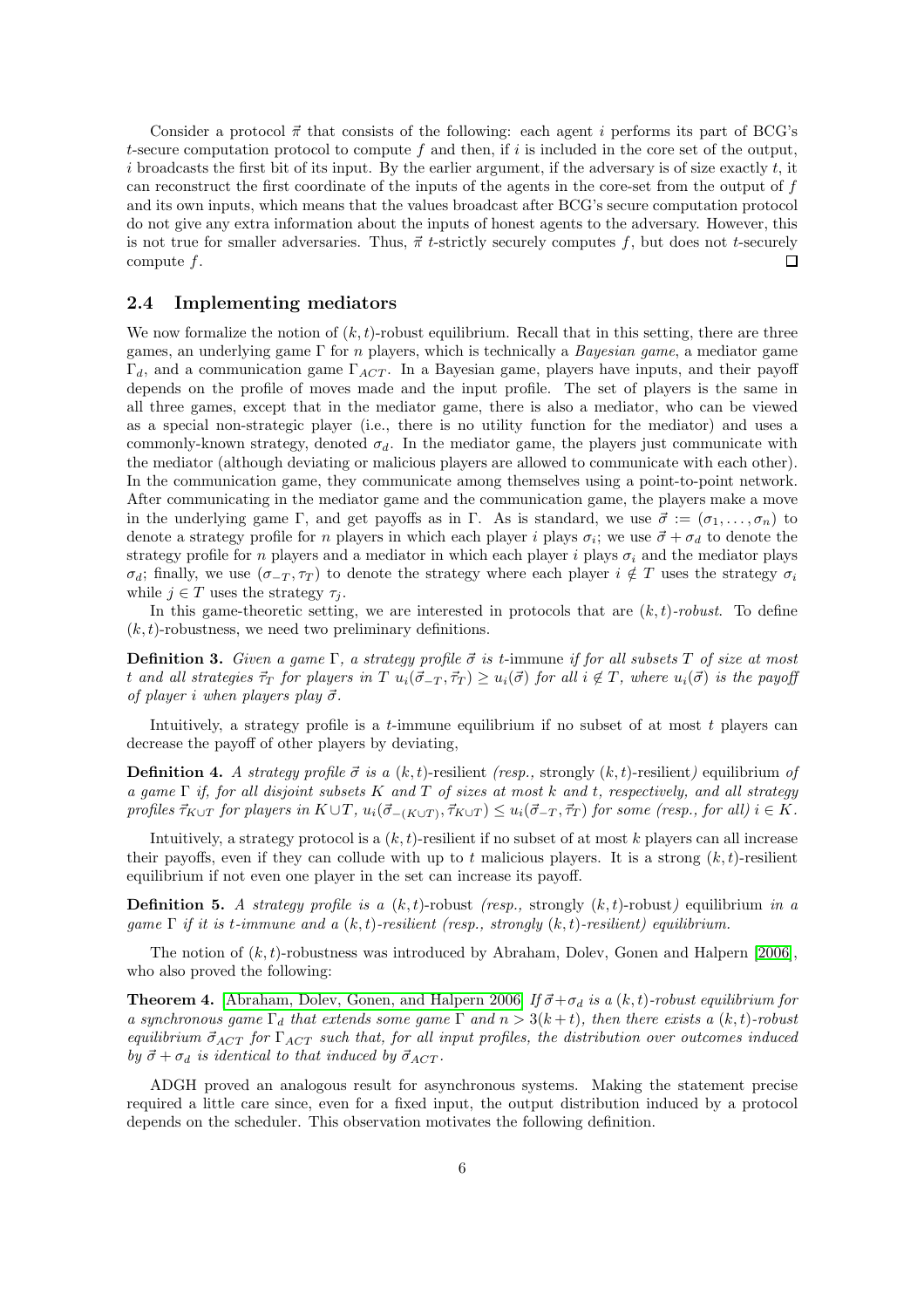Consider a protocol $\vec{\pi}$ that consists of the following: each agent $i$ performs its part of BCG's $t$-secure computation protocol to compute $f$ and then, if $i$ is included in the core set of the output, $i$ broadcasts the first bit of its input. By the earlier argument, if the adversary is of size exactly $t$, it can reconstruct the first coordinate of the inputs of the agents in the core-set from the output of $f$ and its own inputs, which means that the values broadcast after BCG's secure computation protocol do not give any extra information about the inputs of honest agents to the adversary. However, this is not true for smaller adversaries. Thus, $\vec{\pi}$ $t$-strictly securely computes $f$, but does not $t$-securely compute $f$. ☐

## 2.4 Implementing mediators

We now formalize the notion of $(k,t)$-robust equilibrium. Recall that in this setting, there are three games, an underlying game $\Gamma$ for $n$ players, which is technically a *Bayesian game*, a mediator game $\Gamma_d$, and a communication game $\Gamma_{ACT}$. In a Bayesian game, players have inputs, and their payoff depends on the profile of moves made and the input profile. The set of players is the same in all three games, except that in the mediator game, there is also a mediator, who can be viewed as a special non-strategic player (i.e., there is no utility function for the mediator) and uses a commonly-known strategy, denoted $\sigma_d$. In the mediator game, the players just communicate with the mediator (although deviating or malicious players are allowed to communicate with each other). In the communication game, they communicate among themselves using a point-to-point network. After communicating in the mediator game and the communication game, the players make a move in the underlying game $\Gamma$, and get payoffs as in $\Gamma$. As is standard, we use $\vec{\sigma} := (\sigma_1, \ldots, \sigma_n)$ to denote a strategy profile for $n$ players in which each player $i$ plays $\sigma_i$; we use $\vec{\sigma} + \sigma_d$ to denote the strategy profile for $n$ players and a mediator in which each player $i$ plays $\sigma_i$ and the mediator plays $\sigma_d$; finally, we use $(\sigma_{-T}, \tau_T)$ to denote the strategy where each player $i \notin T$ uses the strategy $\sigma_i$ while $j \in T$ uses the strategy $\tau_j$.

In this game-theoretic setting, we are interested in protocols that are $(k,t)$-*robust*. To define $(k,t)$-robustness, we need two preliminary definitions.

**Definition 3.** *Given a game $\Gamma$, a strategy profile $\vec{\sigma}$ is $t$-*immune *if for all subsets $T$ of size at most $t$ and all strategies $\vec{\tau}_T$ for players in $T$ $u_i(\vec{\sigma}_{-T}, \vec{\tau}_T) \geq u_i(\vec{\sigma})$ for all $i \notin T$, where $u_i(\vec{\sigma})$ is the payoff of player $i$ when players play $\vec{\sigma}$.*

Intuitively, a strategy profile is a $t$-immune equilibrium if no subset of at most $t$ players can decrease the payoff of other players by deviating,

**Definition 4.** *A strategy profile $\vec{\sigma}$ is a $(k,t)$-*resilient *(resp.,* strongly $(k,t)$-resilient*)* equilibrium *of a game $\Gamma$ if, for all disjoint subsets $K$ and $T$ of sizes at most $k$ and $t$, respectively, and all strategy profiles $\vec{\tau}_{K\cup T}$ for players in $K \cup T$, $u_i(\vec{\sigma}_{-(K\cup T)}, \vec{\tau}_{K\cup T}) \leq u_i(\vec{\sigma}_{-T}, \vec{\tau}_T)$ for some (resp., for all) $i \in K$.*

Intuitively, a strategy protocol is a $(k,t)$-resilient if no subset of at most $k$ players can all increase their payoffs, even if they can collude with up to $t$ malicious players. It is a strong $(k,t)$-resilient equilibrium if not even one player in the set can increase its payoff.

**Definition 5.** *A strategy profile is a $(k,t)$-*robust *(resp.,* strongly $(k,t)$-robust*)* equilibrium *in a game $\Gamma$ if it is $t$-immune and a $(k,t)$-resilient (resp., strongly $(k,t)$-resilient) equilibrium.*

The notion of $(k,t)$-robustness was introduced by Abraham, Dolev, Gonen and Halpern [2006], who also proved the following:

**Theorem 4.** [Abraham, Dolev, Gonen, and Halpern 2006] *If $\vec{\sigma}+\sigma_d$ is a $(k,t)$-robust equilibrium for a synchronous game $\Gamma_d$ that extends some game $\Gamma$ and $n > 3(k+t)$, then there exists a $(k,t)$-robust equilibrium $\vec{\sigma}_{ACT}$ for $\Gamma_{ACT}$ such that, for all input profiles, the distribution over outcomes induced by $\vec{\sigma} + \sigma_d$ is identical to that induced by $\vec{\sigma}_{ACT}$.*

ADGH proved an analogous result for asynchronous systems. Making the statement precise required a little care since, even for a fixed input, the output distribution induced by a protocol depends on the scheduler. This observation motivates the following definition.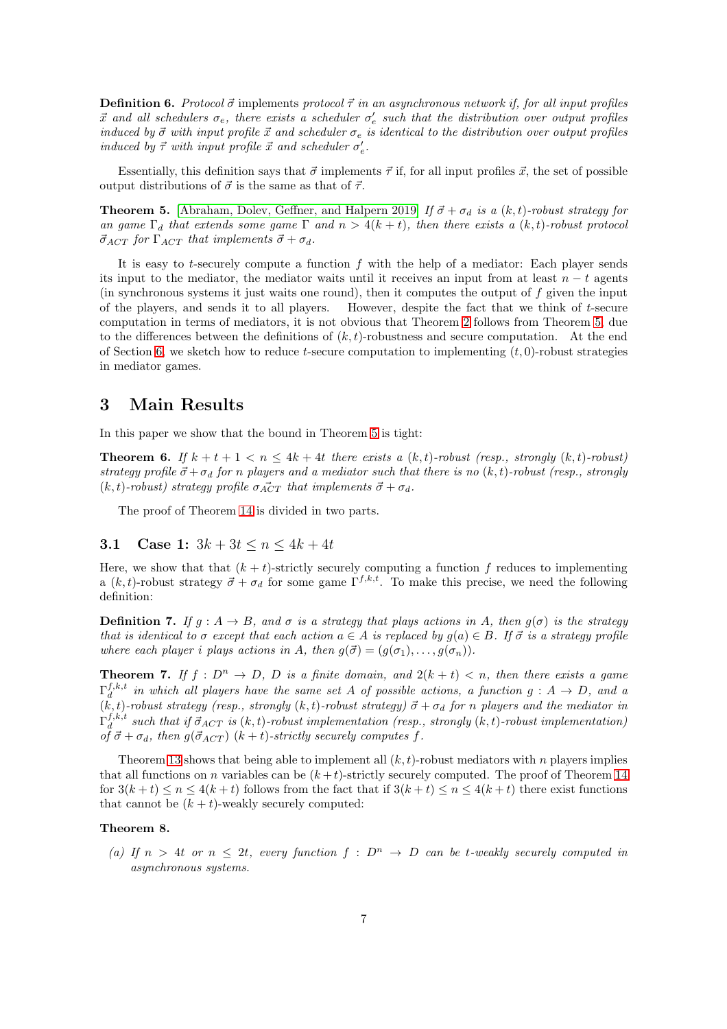**Definition 6.** *Protocol $\vec{\sigma}$* implements *protocol $\vec{\tau}$ in an asynchronous network if, for all input profiles $\vec{x}$ and all schedulers $\sigma_e$, there exists a scheduler $\sigma'_e$ such that the distribution over output profiles induced by $\vec{\sigma}$ with input profile $\vec{x}$ and scheduler $\sigma_e$ is identical to the distribution over output profiles induced by $\vec{\tau}$ with input profile $\vec{x}$ and scheduler $\sigma'_e$.*

Essentially, this definition says that $\vec{\sigma}$ implements $\vec{\tau}$ if, for all input profiles $\vec{x}$, the set of possible output distributions of $\vec{\sigma}$ is the same as that of $\vec{\tau}$.

**Theorem 5.** [Abraham, Dolev, Geffner, and Halpern 2019] *If $\vec{\sigma} + \sigma_d$ is a $(k,t)$-robust strategy for an game $\Gamma_d$ that extends some game $\Gamma$ and $n > 4(k+t)$, then there exists a $(k,t)$-robust protocol $\vec{\sigma}_{ACT}$ for $\Gamma_{ACT}$ that implements $\vec{\sigma} + \sigma_d$.*

It is easy to $t$-securely compute a function $f$ with the help of a mediator: Each player sends its input to the mediator, the mediator waits until it receives an input from at least $n-t$ agents (in synchronous systems it just waits one round), then it computes the output of $f$ given the input of the players, and sends it to all players. However, despite the fact that we think of $t$-secure computation in terms of mediators, it is not obvious that Theorem 2 follows from Theorem 5, due to the differences between the definitions of $(k,t)$-robustness and secure computation. At the end of Section 6, we sketch how to reduce $t$-secure computation to implementing $(t,0)$-robust strategies in mediator games.

# 3 Main Results

In this paper we show that the bound in Theorem 5 is tight:

**Theorem 6.** *If $k + t + 1 < n \leq 4k + 4t$ there exists a $(k,t)$-robust (resp., strongly $(k,t)$-robust) strategy profile $\vec{\sigma} + \sigma_d$ for $n$ players and a mediator such that there is no $(k,t)$-robust (resp., strongly $(k,t)$-robust) strategy profile $\sigma_{\vec{ACT}}$ that implements $\vec{\sigma} + \sigma_d$.*

The proof of Theorem 14 is divided in two parts.

## 3.1 Case 1: $3k + 3t \leq n \leq 4k + 4t$

Here, we show that that $(k+t)$-strictly securely computing a function $f$ reduces to implementing a $(k,t)$-robust strategy $\vec{\sigma} + \sigma_d$ for some game $\Gamma^{f,k,t}$. To make this precise, we need the following definition:

**Definition 7.** *If $g : A \to B$, and $\sigma$ is a strategy that plays actions in $A$, then $g(\sigma)$ is the strategy that is identical to $\sigma$ except that each action $a \in A$ is replaced by $g(a) \in B$. If $\vec{\sigma}$ is a strategy profile where each player $i$ plays actions in $A$, then $g(\vec{\sigma}) = (g(\sigma_1), \ldots, g(\sigma_n))$.*

**Theorem 7.** *If $f : D^n \to D$, $D$ is a finite domain, and $2(k+t) < n$, then there exists a game $\Gamma_d^{f,k,t}$ in which all players have the same set $A$ of possible actions, a function $g : A \to D$, and a $(k,t)$-robust strategy (resp., strongly $(k,t)$-robust strategy) $\vec{\sigma} + \sigma_d$ for $n$ players and the mediator in $\Gamma_d^{f,k,t}$ such that if $\vec{\sigma}_{ACT}$ is $(k,t)$-robust implementation (resp., strongly $(k,t)$-robust implementation) of $\vec{\sigma} + \sigma_d$, then $g(\vec{\sigma}_{ACT})$ $(k+t)$-strictly securely computes $f$.*

Theorem 13 shows that being able to implement all $(k,t)$-robust mediators with $n$ players implies that all functions on $n$ variables can be $(k+t)$-strictly securely computed. The proof of Theorem 14 for $3(k+t) \leq n \leq 4(k+t)$ follows from the fact that if $3(k+t) \leq n \leq 4(k+t)$ there exist functions that cannot be $(k+t)$-weakly securely computed:

**Theorem 8.**

(a) *If $n > 4t$ or $n \leq 2t$, every function $f : D^n \to D$ can be $t$-weakly securely computed in asynchronous systems.*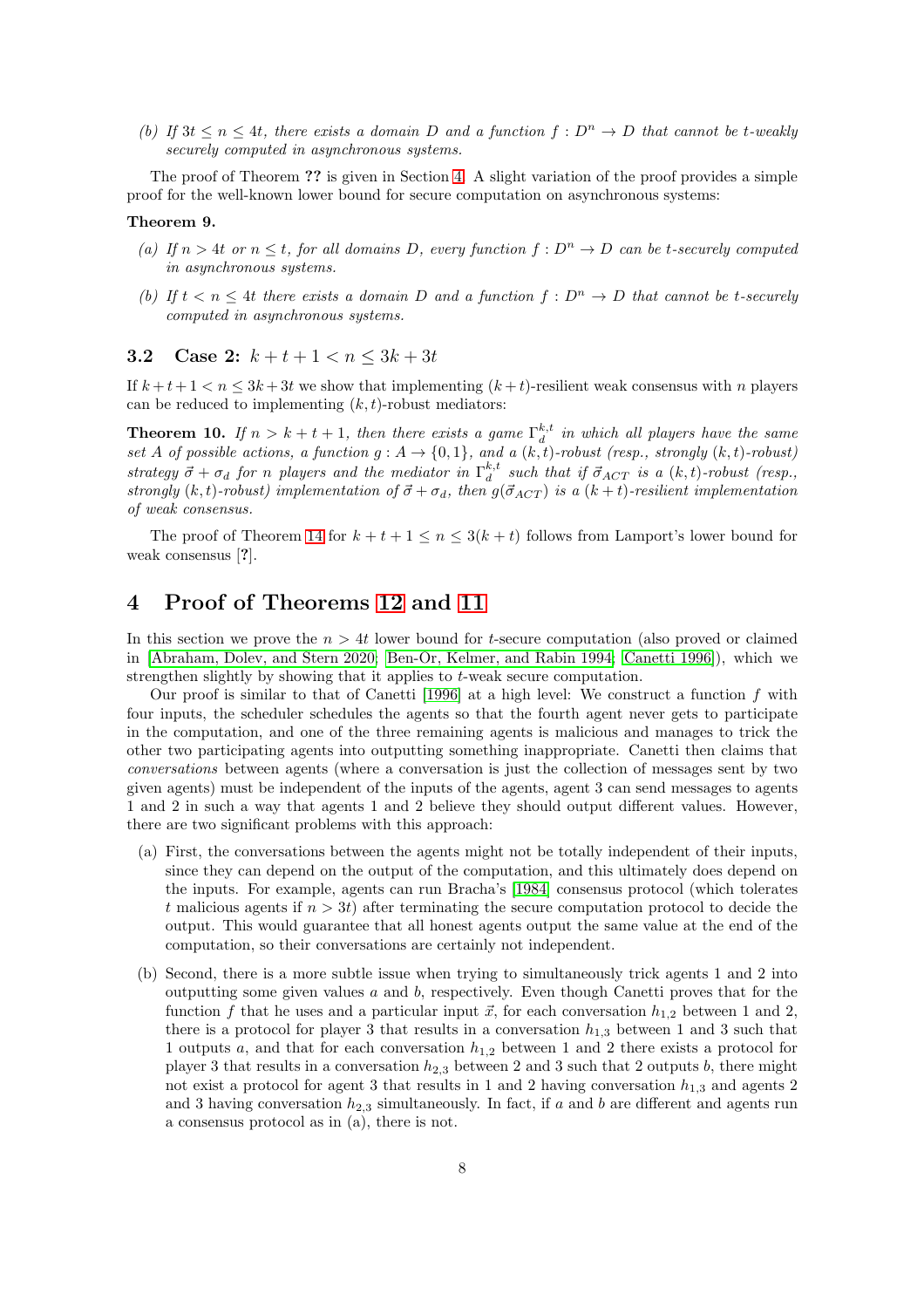(b) *If $3t \leq n \leq 4t$, there exists a domain $D$ and a function $f : D^n \to D$ that cannot be $t$-weakly securely computed in asynchronous systems.*

The proof of Theorem **??** is given in Section 4. A slight variation of the proof provides a simple proof for the well-known lower bound for secure computation on asynchronous systems:

**Theorem 9.**

(a) *If $n > 4t$ or $n \leq t$, for all domains $D$, every function $f : D^n \to D$ can be $t$-securely computed in asynchronous systems.*

(b) *If $t < n \leq 4t$ there exists a domain $D$ and a function $f : D^n \to D$ that cannot be $t$-securely computed in asynchronous systems.*

### 3.2 Case 2: $k + t + 1 < n \leq 3k + 3t$

If $k+t+1 < n \leq 3k+3t$ we show that implementing $(k+t)$-resilient weak consensus with $n$ players can be reduced to implementing $(k,t)$-robust mediators:

**Theorem 10.** *If $n > k + t + 1$, then there exists a game $\Gamma_d^{k,t}$ in which all players have the same set $A$ of possible actions, a function $g : A \to \{0,1\}$, and a $(k,t)$-robust (resp., strongly $(k,t)$-robust) strategy $\vec{\sigma} + \sigma_d$ for $n$ players and the mediator in $\Gamma_d^{k,t}$ such that if $\vec{\sigma}_{ACT}$ is a $(k,t)$-robust (resp., strongly $(k,t)$-robust) implementation of $\vec{\sigma} + \sigma_d$, then $g(\vec{\sigma}_{ACT})$ is a $(k+t)$-resilient implementation of weak consensus.*

The proof of Theorem 14 for $k + t + 1 \leq n \leq 3(k + t)$ follows from Lamport's lower bound for weak consensus [**?**].

## 4 Proof of Theorems 12 and 11

In this section we prove the $n > 4t$ lower bound for $t$-secure computation (also proved or claimed in [Abraham, Dolev, and Stern 2020; Ben-Or, Kelmer, and Rabin 1994; Canetti 1996]), which we strengthen slightly by showing that it applies to $t$-weak secure computation.

Our proof is similar to that of Canetti [1996] at a high level: We construct a function $f$ with four inputs, the scheduler schedules the agents so that the fourth agent never gets to participate in the computation, and one of the three remaining agents is malicious and manages to trick the other two participating agents into outputting something inappropriate. Canetti then claims that *conversations* between agents (where a conversation is just the collection of messages sent by two given agents) must be independent of the inputs of the agents, agent 3 can send messages to agents 1 and 2 in such a way that agents 1 and 2 believe they should output different values. However, there are two significant problems with this approach:

(a) First, the conversations between the agents might not be totally independent of their inputs, since they can depend on the output of the computation, and this ultimately does depend on the inputs. For example, agents can run Bracha's [1984] consensus protocol (which tolerates $t$ malicious agents if $n > 3t$) after terminating the secure computation protocol to decide the output. This would guarantee that all honest agents output the same value at the end of the computation, so their conversations are certainly not independent.

(b) Second, there is a more subtle issue when trying to simultaneously trick agents 1 and 2 into outputting some given values $a$ and $b$, respectively. Even though Canetti proves that for the function $f$ that he uses and a particular input $\vec{x}$, for each conversation $h_{1,2}$ between 1 and 2, there is a protocol for player 3 that results in a conversation $h_{1,3}$ between 1 and 3 such that 1 outputs $a$, and that for each conversation $h_{1,2}$ between 1 and 2 there exists a protocol for player 3 that results in a conversation $h_{2,3}$ between 2 and 3 such that 2 outputs $b$, there might not exist a protocol for agent 3 that results in 1 and 2 having conversation $h_{1,3}$ and agents 2 and 3 having conversation $h_{2,3}$ simultaneously. In fact, if $a$ and $b$ are different and agents run a consensus protocol as in (a), there is not.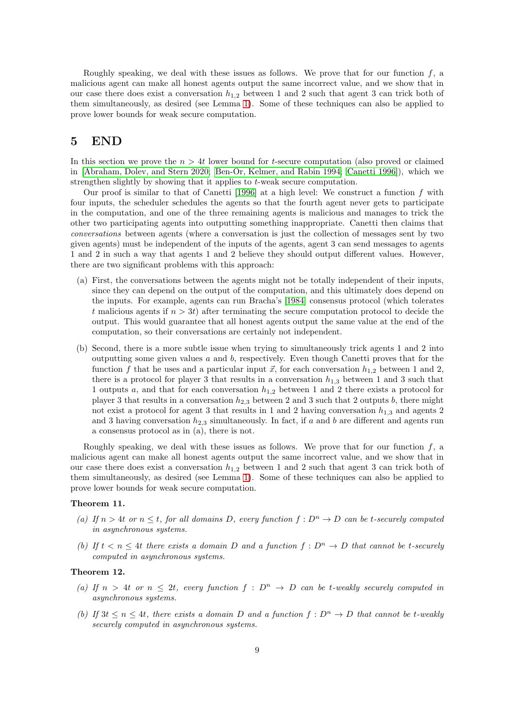Roughly speaking, we deal with these issues as follows. We prove that for our function $f$, a malicious agent can make all honest agents output the same incorrect value, and we show that in our case there does exist a conversation $h_{1,2}$ between 1 and 2 such that agent 3 can trick both of them simultaneously, as desired (see Lemma 1). Some of these techniques can also be applied to prove lower bounds for weak secure computation.

## 5 END

In this section we prove the $n > 4t$ lower bound for $t$-secure computation (also proved or claimed in [Abraham, Dolev, and Stern 2020; Ben-Or, Kelmer, and Rabin 1994; Canetti 1996]), which we strengthen slightly by showing that it applies to $t$-weak secure computation.

Our proof is similar to that of Canetti [1996] at a high level: We construct a function $f$ with four inputs, the scheduler schedules the agents so that the fourth agent never gets to participate in the computation, and one of the three remaining agents is malicious and manages to trick the other two participating agents into outputting something inappropriate. Canetti then claims that *conversations* between agents (where a conversation is just the collection of messages sent by two given agents) must be independent of the inputs of the agents, agent 3 can send messages to agents 1 and 2 in such a way that agents 1 and 2 believe they should output different values. However, there are two significant problems with this approach:

(a) First, the conversations between the agents might not be totally independent of their inputs, since they can depend on the output of the computation, and this ultimately does depend on the inputs. For example, agents can run Bracha's [1984] consensus protocol (which tolerates $t$ malicious agents if $n > 3t$) after terminating the secure computation protocol to decide the output. This would guarantee that all honest agents output the same value at the end of the computation, so their conversations are certainly not independent.

(b) Second, there is a more subtle issue when trying to simultaneously trick agents 1 and 2 into outputting some given values $a$ and $b$, respectively. Even though Canetti proves that for the function $f$ that he uses and a particular input $\vec{x}$, for each conversation $h_{1,2}$ between 1 and 2, there is a protocol for player 3 that results in a conversation $h_{1,3}$ between 1 and 3 such that 1 outputs $a$, and that for each conversation $h_{1,2}$ between 1 and 2 there exists a protocol for player 3 that results in a conversation $h_{2,3}$ between 2 and 3 such that 2 outputs $b$, there might not exist a protocol for agent 3 that results in 1 and 2 having conversation $h_{1,3}$ and agents 2 and 3 having conversation $h_{2,3}$ simultaneously. In fact, if $a$ and $b$ are different and agents run a consensus protocol as in (a), there is not.

Roughly speaking, we deal with these issues as follows. We prove that for our function $f$, a malicious agent can make all honest agents output the same incorrect value, and we show that in our case there does exist a conversation $h_{1,2}$ between 1 and 2 such that agent 3 can trick both of them simultaneously, as desired (see Lemma 1). Some of these techniques can also be applied to prove lower bounds for weak secure computation.

**Theorem 11.**

*(a) If $n > 4t$ or $n \leq t$, for all domains $D$, every function $f : D^n \to D$ can be $t$-securely computed in asynchronous systems.*

*(b) If $t < n \leq 4t$ there exists a domain $D$ and a function $f : D^n \to D$ that cannot be $t$-securely computed in asynchronous systems.*

**Theorem 12.**

*(a) If $n > 4t$ or $n \leq 2t$, every function $f : D^n \to D$ can be $t$-weakly securely computed in asynchronous systems.*

*(b) If $3t \leq n \leq 4t$, there exists a domain $D$ and a function $f : D^n \to D$ that cannot be $t$-weakly securely computed in asynchronous systems.*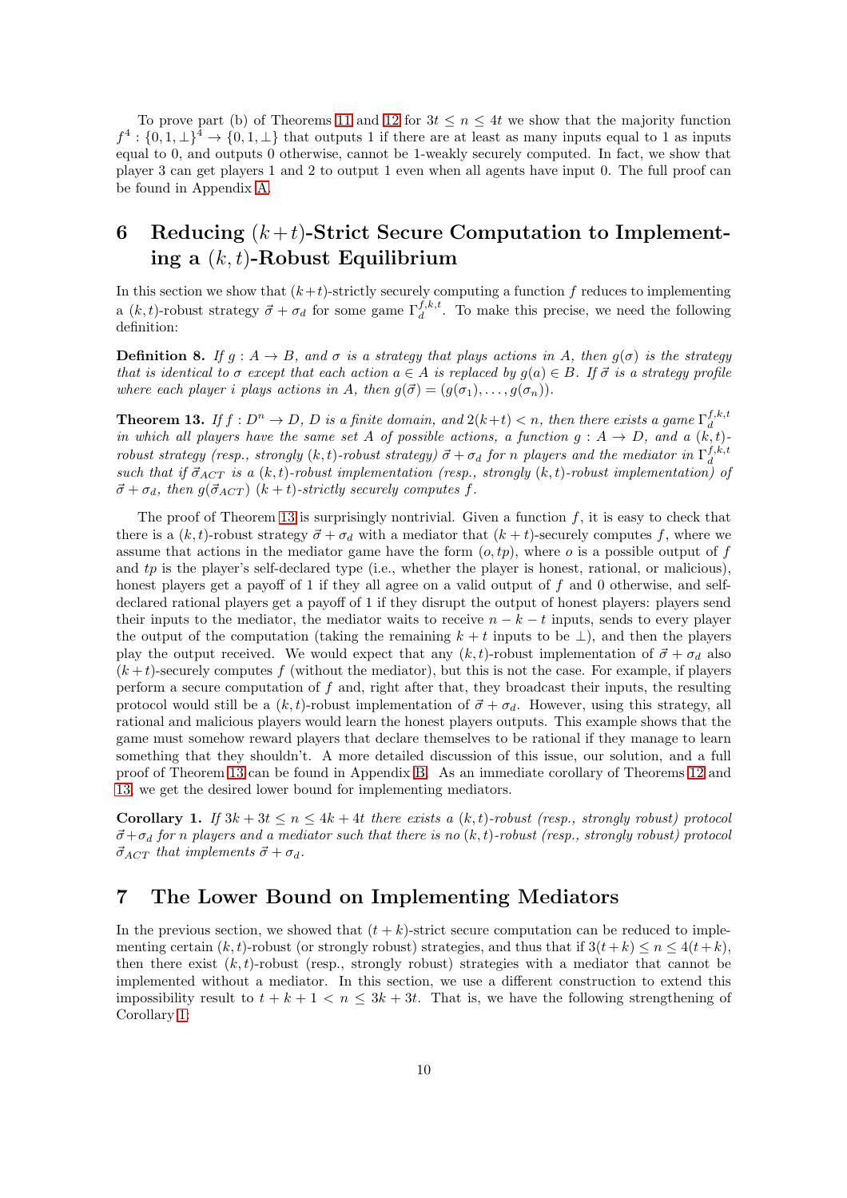To prove part (b) of Theorems 11 and 12 for $3t \leq n \leq 4t$ we show that the majority function $f^4 : \{0, 1, \perp\}^4 \to \{0, 1, \perp\}$ that outputs 1 if there are at least as many inputs equal to 1 as inputs equal to 0, and outputs 0 otherwise, cannot be 1-weakly securely computed. In fact, we show that player 3 can get players 1 and 2 to output 1 even when all agents have input 0. The full proof can be found in Appendix A.

# 6 Reducing $(k+t)$-Strict Secure Computation to Implementing a $(k, t)$-Robust Equilibrium

In this section we show that $(k+t)$-strictly securely computing a function $f$ reduces to implementing a $(k, t)$-robust strategy $\vec{\sigma} + \sigma_d$ for some game $\Gamma_d^{f,k,t}$. To make this precise, we need the following definition:

**Definition 8.** *If $g : A \to B$, and $\sigma$ is a strategy that plays actions in $A$, then $g(\sigma)$ is the strategy that is identical to $\sigma$ except that each action $a \in A$ is replaced by $g(a) \in B$. If $\vec{\sigma}$ is a strategy profile where each player $i$ plays actions in $A$, then $g(\vec{\sigma}) = (g(\sigma_1), \ldots, g(\sigma_n))$.*

**Theorem 13.** *If $f : D^n \to D$, $D$ is a finite domain, and $2(k+t) < n$, then there exists a game $\Gamma_d^{f,k,t}$ in which all players have the same set $A$ of possible actions, a function $g : A \to D$, and a $(k, t)$-robust strategy (resp., strongly $(k, t)$-robust strategy) $\vec{\sigma} + \sigma_d$ for $n$ players and the mediator in $\Gamma_d^{f,k,t}$ such that if $\vec{\sigma}_{ACT}$ is a $(k, t)$-robust implementation (resp., strongly $(k, t)$-robust implementation) of $\vec{\sigma} + \sigma_d$, then $g(\vec{\sigma}_{ACT})$ $(k+t)$-strictly securely computes $f$.*

The proof of Theorem 13 is surprisingly nontrivial. Given a function $f$, it is easy to check that there is a $(k, t)$-robust strategy $\vec{\sigma} + \sigma_d$ with a mediator that $(k+t)$-securely computes $f$, where we assume that actions in the mediator game have the form $(o, tp)$, where $o$ is a possible output of $f$ and $tp$ is the player's self-declared type (i.e., whether the player is honest, rational, or malicious), honest players get a payoff of 1 if they all agree on a valid output of $f$ and 0 otherwise, and self-declared rational players get a payoff of 1 if they disrupt the output of honest players: players send their inputs to the mediator, the mediator waits to receive $n - k - t$ inputs, sends to every player the output of the computation (taking the remaining $k + t$ inputs to be $\perp$), and then the players play the output received. We would expect that any $(k, t)$-robust implementation of $\vec{\sigma} + \sigma_d$ also $(k+t)$-securely computes $f$ (without the mediator), but this is not the case. For example, if players perform a secure computation of $f$ and, right after that, they broadcast their inputs, the resulting protocol would still be a $(k, t)$-robust implementation of $\vec{\sigma} + \sigma_d$. However, using this strategy, all rational and malicious players would learn the honest players outputs. This example shows that the game must somehow reward players that declare themselves to be rational if they manage to learn something that they shouldn't. A more detailed discussion of this issue, our solution, and a full proof of Theorem 13 can be found in Appendix B. As an immediate corollary of Theorems 12 and 13, we get the desired lower bound for implementing mediators.

**Corollary 1.** *If $3k + 3t \leq n \leq 4k + 4t$ there exists a $(k, t)$-robust (resp., strongly robust) protocol $\vec{\sigma} + \sigma_d$ for $n$ players and a mediator such that there is no $(k, t)$-robust (resp., strongly robust) protocol $\vec{\sigma}_{ACT}$ that implements $\vec{\sigma} + \sigma_d$.*

# 7 The Lower Bound on Implementing Mediators

In the previous section, we showed that $(t + k)$-strict secure computation can be reduced to implementing certain $(k, t)$-robust (or strongly robust) strategies, and thus that if $3(t+k) \leq n \leq 4(t+k)$, then there exist $(k, t)$-robust (resp., strongly robust) strategies with a mediator that cannot be implemented without a mediator. In this section, we use a different construction to extend this impossibility result to $t + k + 1 < n \leq 3k + 3t$. That is, we have the following strengthening of Corollary 1: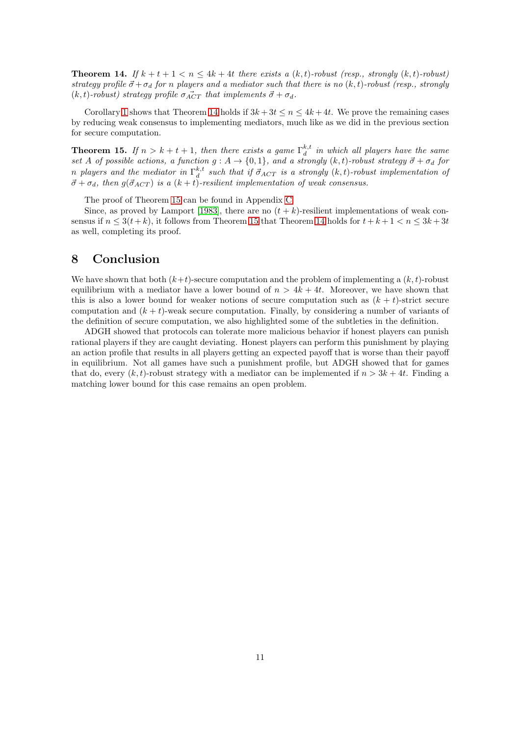**Theorem 14.** *If $k + t + 1 < n \leq 4k + 4t$ there exists a $(k, t)$-robust (resp., strongly $(k, t)$-robust) strategy profile $\vec{\sigma} + \sigma_d$ for $n$ players and a mediator such that there is no $(k, t)$-robust (resp., strongly $(k, t)$-robust) strategy profile $\sigma_{\vec{ACT}}$ that implements $\vec{\sigma} + \sigma_d$.*

Corollary 1 shows that Theorem 14 holds if $3k + 3t \leq n \leq 4k + 4t$. We prove the remaining cases by reducing weak consensus to implementing mediators, much like as we did in the previous section for secure computation.

**Theorem 15.** *If $n > k + t + 1$, then there exists a game $\Gamma_d^{k,t}$ in which all players have the same set $A$ of possible actions, a function $g : A \to \{0, 1\}$, and a strongly $(k, t)$-robust strategy $\vec{\sigma} + \sigma_d$ for $n$ players and the mediator in $\Gamma_d^{k,t}$ such that if $\vec{\sigma}_{ACT}$ is a strongly $(k, t)$-robust implementation of $\vec{\sigma} + \sigma_d$, then $g(\vec{\sigma}_{ACT})$ is a $(k + t)$-resilient implementation of weak consensus.*

The proof of Theorem 15 can be found in Appendix C.

Since, as proved by Lamport [1983], there are no $(t + k)$-resilient implementations of weak consensus if $n \leq 3(t + k)$, it follows from Theorem 15 that Theorem 14 holds for $t + k + 1 < n \leq 3k + 3t$ as well, completing its proof.

# 8 Conclusion

We have shown that both $(k+t)$-secure computation and the problem of implementing a $(k, t)$-robust equilibrium with a mediator have a lower bound of $n > 4k + 4t$. Moreover, we have shown that this is also a lower bound for weaker notions of secure computation such as $(k + t)$-strict secure computation and $(k + t)$-weak secure computation. Finally, by considering a number of variants of the definition of secure computation, we also highlighted some of the subtleties in the definition.

ADGH showed that protocols can tolerate more malicious behavior if honest players can punish rational players if they are caught deviating. Honest players can perform this punishment by playing an action profile that results in all players getting an expected payoff that is worse than their payoff in equilibrium. Not all games have such a punishment profile, but ADGH showed that for games that do, every $(k, t)$-robust strategy with a mediator can be implemented if $n > 3k + 4t$. Finding a matching lower bound for this case remains an open problem.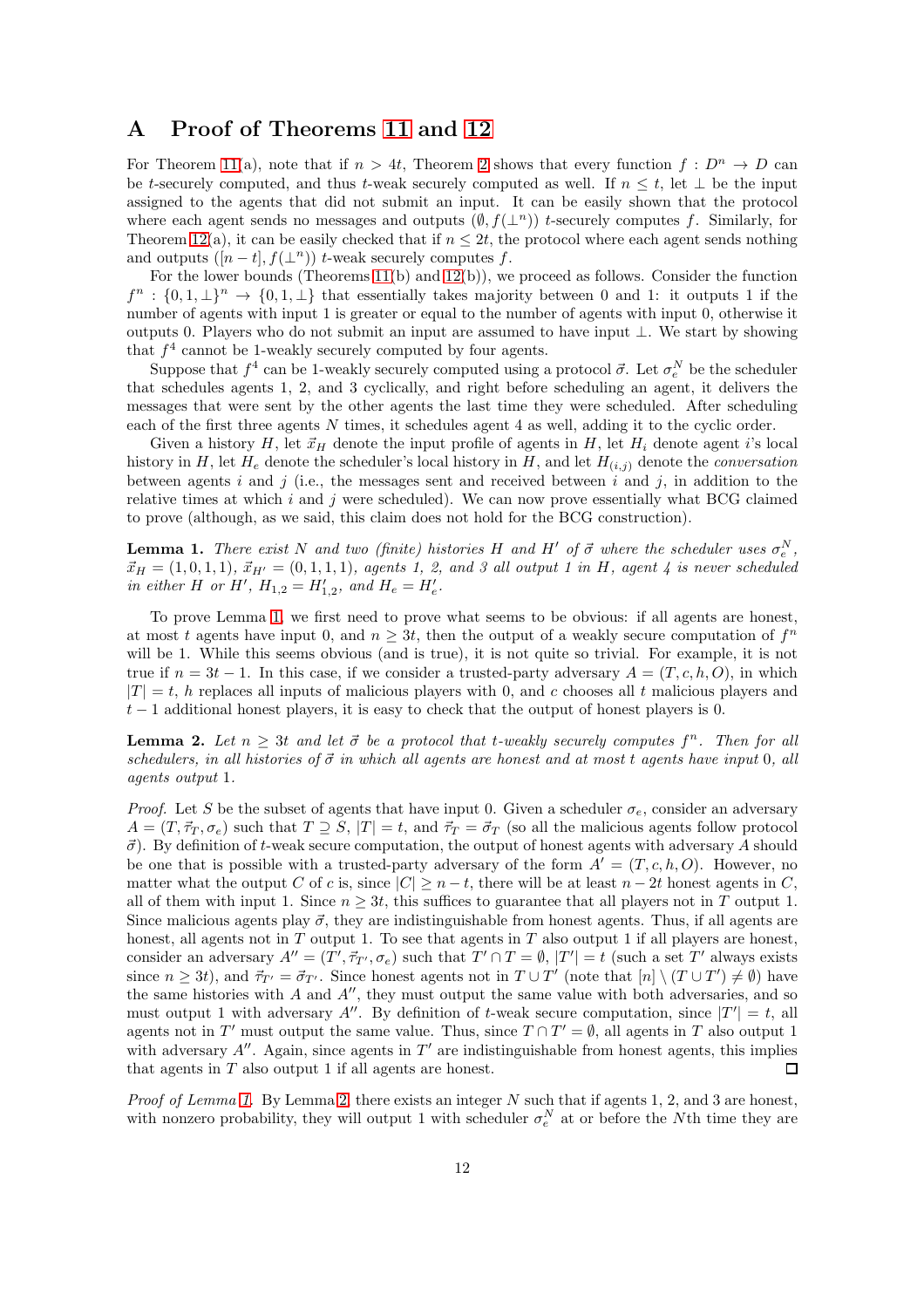# A Proof of Theorems 11 and 12

For Theorem 11(a), note that if $n > 4t$, Theorem 2 shows that every function $f : D^n \to D$ can be $t$-securely computed, and thus $t$-weak securely computed as well. If $n \le t$, let $\perp$ be the input assigned to the agents that did not submit an input. It can be easily shown that the protocol where each agent sends no messages and outputs $(\emptyset, f(\perp^n))$ $t$-securely computes $f$. Similarly, for Theorem 12(a), it can be easily checked that if $n \le 2t$, the protocol where each agent sends nothing and outputs $([n-t], f(\perp^n))$ $t$-weak securely computes $f$.

For the lower bounds (Theorems 11(b) and 12(b)), we proceed as follows. Consider the function $f^n : \{0, 1, \perp\}^n \to \{0, 1, \perp\}$ that essentially takes majority between 0 and 1: it outputs 1 if the number of agents with input 1 is greater or equal to the number of agents with input 0, otherwise it outputs 0. Players who do not submit an input are assumed to have input $\perp$. We start by showing that $f^4$ cannot be 1-weakly securely computed by four agents.

Suppose that $f^4$ can be 1-weakly securely computed using a protocol $\vec{\sigma}$. Let $\sigma_e^N$ be the scheduler that schedules agents 1, 2, and 3 cyclically, and right before scheduling an agent, it delivers the messages that were sent by the other agents the last time they were scheduled. After scheduling each of the first three agents $N$ times, it schedules agent 4 as well, adding it to the cyclic order.

Given a history $H$, let $\vec{x}_H$ denote the input profile of agents in $H$, let $H_i$ denote agent $i$'s local history in $H$, let $H_e$ denote the scheduler's local history in $H$, and let $H_{(i,j)}$ denote the *conversation* between agents $i$ and $j$ (i.e., the messages sent and received between $i$ and $j$, in addition to the relative times at which $i$ and $j$ were scheduled). We can now prove essentially what BCG claimed to prove (although, as we said, this claim does not hold for the BCG construction).

**Lemma 1.** *There exist $N$ and two (finite) histories $H$ and $H'$ of $\vec{\sigma}$ where the scheduler uses $\sigma_e^N$, $\vec{x}_H = (1, 0, 1, 1)$, $\vec{x}_{H'} = (0, 1, 1, 1)$, agents 1, 2, and 3 all output 1 in $H$, agent 4 is never scheduled in either $H$ or $H'$, $H_{1,2} = H'_{1,2}$, and $H_e = H'_e$.*

To prove Lemma 1, we first need to prove what seems to be obvious: if all agents are honest, at most $t$ agents have input 0, and $n \ge 3t$, then the output of a weakly secure computation of $f^n$ will be 1. While this seems obvious (and is true), it is not quite so trivial. For example, it is not true if $n = 3t - 1$. In this case, if we consider a trusted-party adversary $A = (T, c, h, O)$, in which $|T| = t$, $h$ replaces all inputs of malicious players with 0, and $c$ chooses all $t$ malicious players and $t - 1$ additional honest players, it is easy to check that the output of honest players is 0.

**Lemma 2.** *Let $n \ge 3t$ and let $\vec{\sigma}$ be a protocol that $t$-weakly securely computes $f^n$. Then for all schedulers, in all histories of $\vec{\sigma}$ in which all agents are honest and at most $t$ agents have input 0, all agents output 1.*

*Proof.* Let $S$ be the subset of agents that have input 0. Given a scheduler $\sigma_e$, consider an adversary $A = (T, \vec{\tau}_T, \sigma_e)$ such that $T \supseteq S$, $|T| = t$, and $\vec{\tau}_T = \vec{\sigma}_T$ (so all the malicious agents follow protocol $\vec{\sigma}$). By definition of $t$-weak secure computation, the output of honest agents with adversary $A$ should be one that is possible with a trusted-party adversary of the form $A' = (T, c, h, O)$. However, no matter what the output $C$ of $c$ is, since $|C| \ge n - t$, there will be at least $n - 2t$ honest agents in $C$, all of them with input 1. Since $n \ge 3t$, this suffices to guarantee that all players not in $T$ output 1. Since malicious agents play $\vec{\sigma}$, they are indistinguishable from honest agents. Thus, if all agents are honest, all agents not in $T$ output 1. To see that agents in $T$ also output 1 if all players are honest, consider an adversary $A'' = (T', \vec{\tau}_{T'}, \sigma_e)$ such that $T' \cap T = \emptyset$, $|T'| = t$ (such a set $T'$ always exists since $n \ge 3t$), and $\vec{\tau}_{T'} = \vec{\sigma}_{T'}$. Since honest agents not in $T \cup T'$ (note that $[n] \setminus (T \cup T') \neq \emptyset$) have the same histories with $A$ and $A''$, they must output the same value with both adversaries, and so must output 1 with adversary $A''$. By definition of $t$-weak secure computation, since $|T'| = t$, all agents not in $T'$ must output the same value. Thus, since $T \cap T' = \emptyset$, all agents in $T$ also output 1 with adversary $A''$. Again, since agents in $T'$ are indistinguishable from honest agents, this implies that agents in $T$ also output 1 if all agents are honest. □

*Proof of Lemma 1.* By Lemma 2, there exists an integer $N$ such that if agents 1, 2, and 3 are honest, with nonzero probability, they will output 1 with scheduler $\sigma_e^N$ at or before the $N$th time they are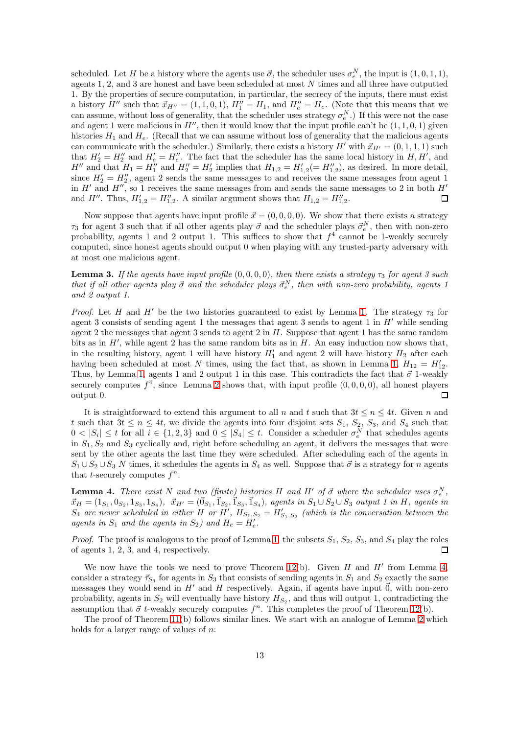scheduled. Let $H$ be a history where the agents use $\vec{\sigma}$, the scheduler uses $\sigma_e^N$, the input is $(1,0,1,1)$, agents 1, 2, and 3 are honest and have been scheduled at most $N$ times and all three have outputted 1. By the properties of secure computation, in particular, the secrecy of the inputs, there must exist a history $H''$ such that $\vec{x}_{H''} = (1,1,0,1)$, $H_1'' = H_1$, and $H_e'' = H_e$. (Note that this means that we can assume, without loss of generality, that the scheduler uses strategy $\sigma_e^N$.) If this were not the case and agent 1 were malicious in $H''$, then it would know that the input profile can't be $(1,1,0,1)$ given histories $H_1$ and $H_e$. (Recall that we can assume without loss of generality that the malicious agents can communicate with the scheduler.) Similarly, there exists a history $H'$ with $\vec{x}_{H'} = (0,1,1,1)$ such that $H_2' = H_2''$ and $H_e' = H_e''$. The fact that the scheduler has the same local history in $H, H'$, and $H''$ and that $H_1 = H_1''$ and $H_2'' = H_2'$ implies that $H_{1,2} = H_{1,2}' (= H_{1,2}'')$, as desired. In more detail, since $H_2' = H_2''$, agent 2 sends the same messages to and receives the same messages from agent 1 in $H'$ and $H''$, so 1 receives the same messages from and sends the same messages to 2 in both $H'$ and $H''$. Thus, $H_{1,2}' = H_{1,2}''$. A similar argument shows that $H_{1,2} = H_{1,2}''$. □

Now suppose that agents have input profile $\vec{x} = (0,0,0,0)$. We show that there exists a strategy $\tau_3$ for agent 3 such that if all other agents play $\vec{\sigma}$ and the scheduler plays $\vec{\sigma}_e^N$, then with non-zero probability, agents 1 and 2 output 1. This suffices to show that $f^4$ cannot be 1-weakly securely computed, since honest agents should output 0 when playing with any trusted-party adversary with at most one malicious agent.

**Lemma 3.** *If the agents have input profile $(0,0,0,0)$, then there exists a strategy $\tau_3$ for agent 3 such that if all other agents play $\vec{\sigma}$ and the scheduler plays $\vec{\sigma}_e^N$, then with non-zero probability, agents 1 and 2 output 1.*

*Proof.* Let $H$ and $H'$ be the two histories guaranteed to exist by Lemma 1. The strategy $\tau_3$ for agent 3 consists of sending agent 1 the messages that agent 3 sends to agent 1 in $H'$ while sending agent 2 the messages that agent 3 sends to agent 2 in $H$. Suppose that agent 1 has the same random bits as in $H'$, while agent 2 has the same random bits as in $H$. An easy induction now shows that, in the resulting history, agent 1 will have history $H_1'$ and agent 2 will have history $H_2$ after each having been scheduled at most $N$ times, using the fact that, as shown in Lemma 1, $H_{12} = H_{12}'$. Thus, by Lemma 1, agents 1 and 2 output 1 in this case. This contradicts the fact that $\vec{\sigma}$ 1-weakly securely computes $f^4$, since Lemma 2 shows that, with input profile $(0,0,0,0)$, all honest players output 0. □

It is straightforward to extend this argument to all $n$ and $t$ such that $3t \le n \le 4t$. Given $n$ and $t$ such that $3t \le n \le 4t$, we divide the agents into four disjoint sets $S_1$, $S_2$, $S_3$, and $S_4$ such that $0 < |S_i| \le t$ for all $i \in \{1,2,3\}$ and $0 \le |S_4| \le t$. Consider a scheduler $\sigma_e^N$ that schedules agents in $S_1, S_2$ and $S_3$ cyclically and, right before scheduling an agent, it delivers the messages that were sent by the other agents the last time they were scheduled. After scheduling each of the agents in $S_1 \cup S_2 \cup S_3$ $N$ times, it schedules the agents in $S_4$ as well. Suppose that $\vec{\sigma}$ is a strategy for $n$ agents that $t$-securely computes $f^n$.

**Lemma 4.** *There exist $N$ and two (finite) histories $H$ and $H'$ of $\vec{\sigma}$ where the scheduler uses $\sigma_e^N$, $\vec{x}_H = (1_{S_1}, 0_{S_2}, 1_{S_3}, 1_{S_4})$, $\vec{x}_{H'} = (\vec{0}_{S_1}, \vec{1}_{S_2}, \vec{1}_{S_3}, \vec{1}_{S_4})$, agents in $S_1 \cup S_2 \cup S_3$ output 1 in $H$, agents in $S_4$ are never scheduled in either $H$ or $H'$, $H_{S_1,S_2} = H'_{S_1,S_2}$ (which is the conversation between the agents in $S_1$ and the agents in $S_2$) and $H_e = H_e'$.*

*Proof.* The proof is analogous to the proof of Lemma 1; the subsets $S_1$, $S_2$, $S_3$, and $S_4$ play the roles of agents 1, 2, 3, and 4, respectively. □

We now have the tools we need to prove Theorem 12(b). Given $H$ and $H'$ from Lemma 4, consider a strategy $\vec{\tau}_{S_3}$ for agents in $S_3$ that consists of sending agents in $S_1$ and $S_2$ exactly the same messages they would send in $H'$ and $H$ respectively. Again, if agents have input $\vec{0}$, with non-zero probability, agents in $S_2$ will eventually have history $H_{S_2}$, and thus will output 1, contradicting the assumption that $\vec{\sigma}$ $t$-weakly securely computes $f^n$. This completes the proof of Theorem 12(b).

The proof of Theorem 11(b) follows similar lines. We start with an analogue of Lemma 2 which holds for a larger range of values of $n$: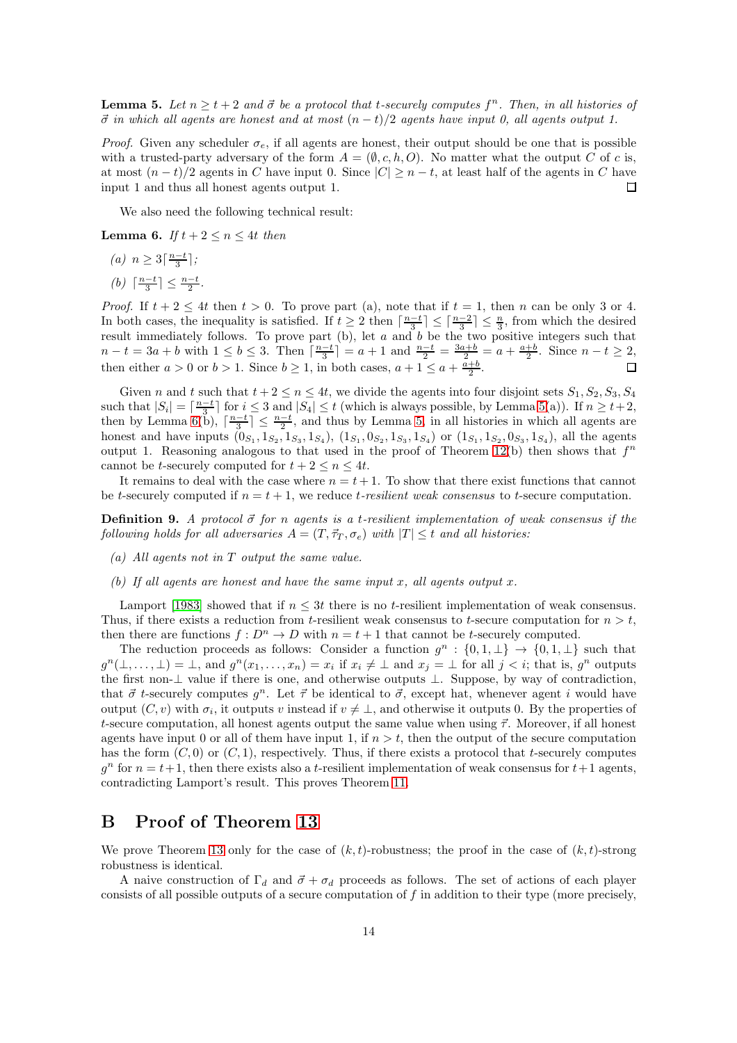**Lemma 5.** *Let $n \geq t+2$ and $\vec{\sigma}$ be a protocol that t-securely computes $f^n$. Then, in all histories of $\vec{\sigma}$ in which all agents are honest and at most $(n-t)/2$ agents have input 0, all agents output 1.*

*Proof.* Given any scheduler $\sigma_e$, if all agents are honest, their output should be one that is possible with a trusted-party adversary of the form $A = (\emptyset, c, h, O)$. No matter what the output $C$ of $c$ is, at most $(n-t)/2$ agents in $C$ have input 0. Since $|C| \geq n-t$, at least half of the agents in $C$ have input 1 and thus all honest agents output 1. □

We also need the following technical result:

**Lemma 6.** *If $t+2 \leq n \leq 4t$ then*

*(a) $n \geq 3\lceil \frac{n-t}{3} \rceil$;*

*(b) $\lceil \frac{n-t}{3} \rceil \leq \frac{n-t}{2}$.*

*Proof.* If $t+2 \leq 4t$ then $t > 0$. To prove part (a), note that if $t = 1$, then $n$ can be only 3 or 4. In both cases, the inequality is satisfied. If $t \geq 2$ then $\lceil \frac{n-t}{3} \rceil \leq \lceil \frac{n-2}{3} \rceil \leq \frac{n}{3}$, from which the desired result immediately follows. To prove part (b), let $a$ and $b$ be the two positive integers such that $n - t = 3a + b$ with $1 \leq b \leq 3$. Then $\lceil \frac{n-t}{3} \rceil = a+1$ and $\frac{n-t}{2} = \frac{3a+b}{2} = a + \frac{a+b}{2}$. Since $n - t \geq 2$, then either $a > 0$ or $b > 1$. Since $b \geq 1$, in both cases, $a + 1 \leq a + \frac{a+b}{2}$. □

Given $n$ and $t$ such that $t+2 \leq n \leq 4t$, we divide the agents into four disjoint sets $S_1, S_2, S_3, S_4$ such that $|S_i| = \lceil \frac{n-t}{3} \rceil$ for $i \leq 3$ and $|S_4| \leq t$ (which is always possible, by Lemma 5(a)). If $n \geq t+2$, then by Lemma 6(b), $\lceil \frac{n-t}{3} \rceil \leq \frac{n-t}{2}$, and thus by Lemma 5, in all histories in which all agents are honest and have inputs $(0_{S_1}, 1_{S_2}, 1_{S_3}, 1_{S_4})$, $(1_{S_1}, 0_{S_2}, 1_{S_3}, 1_{S_4})$ or $(1_{S_1}, 1_{S_2}, 0_{S_3}, 1_{S_4})$, all the agents output 1. Reasoning analogous to that used in the proof of Theorem 12(b) then shows that $f^n$ cannot be $t$-securely computed for $t+2 \leq n \leq 4t$.

It remains to deal with the case where $n = t+1$. To show that there exist functions that cannot be $t$-securely computed if $n = t+1$, we reduce *t-resilient weak consensus* to $t$-secure computation.

**Definition 9.** *A protocol $\vec{\sigma}$ for $n$ agents is a t-resilient implementation of weak consensus if the following holds for all adversaries $A = (T, \vec{\tau}_T, \sigma_e)$ with $|T| \leq t$ and all histories:*

*(a) All agents not in $T$ output the same value.*

*(b) If all agents are honest and have the same input $x$, all agents output $x$.*

Lamport [1983] showed that if $n \leq 3t$ there is no $t$-resilient implementation of weak consensus. Thus, if there exists a reduction from $t$-resilient weak consensus to $t$-secure computation for $n > t$, then there are functions $f : D^n \to D$ with $n = t+1$ that cannot be $t$-securely computed.

The reduction proceeds as follows: Consider a function $g^n : \{0, 1, \perp\} \to \{0, 1, \perp\}$ such that $g^n(\perp, \ldots, \perp) = \perp$, and $g^n(x_1, \ldots, x_n) = x_i$ if $x_i \neq \perp$ and $x_j = \perp$ for all $j < i$; that is, $g^n$ outputs the first non-$\perp$ value if there is one, and otherwise outputs $\perp$. Suppose, by way of contradiction, that $\vec{\sigma}$ $t$-securely computes $g^n$. Let $\vec{\tau}$ be identical to $\vec{\sigma}$, except hat, whenever agent $i$ would have output $(C, v)$ with $\sigma_i$, it outputs $v$ instead if $v \neq \perp$, and otherwise it outputs 0. By the properties of $t$-secure computation, all honest agents output the same value when using $\vec{\tau}$. Moreover, if all honest agents have input 0 or all of them have input 1, if $n > t$, then the output of the secure computation has the form $(C, 0)$ or $(C, 1)$, respectively. Thus, if there exists a protocol that $t$-securely computes $g^n$ for $n = t+1$, then there exists also a $t$-resilient implementation of weak consensus for $t+1$ agents, contradicting Lamport's result. This proves Theorem 11.

# B Proof of Theorem 13

We prove Theorem 13 only for the case of $(k, t)$-robustness; the proof in the case of $(k, t)$-strong robustness is identical.

A naive construction of $\Gamma_d$ and $\vec{\sigma} + \sigma_d$ proceeds as follows. The set of actions of each player consists of all possible outputs of a secure computation of $f$ in addition to their type (more precisely,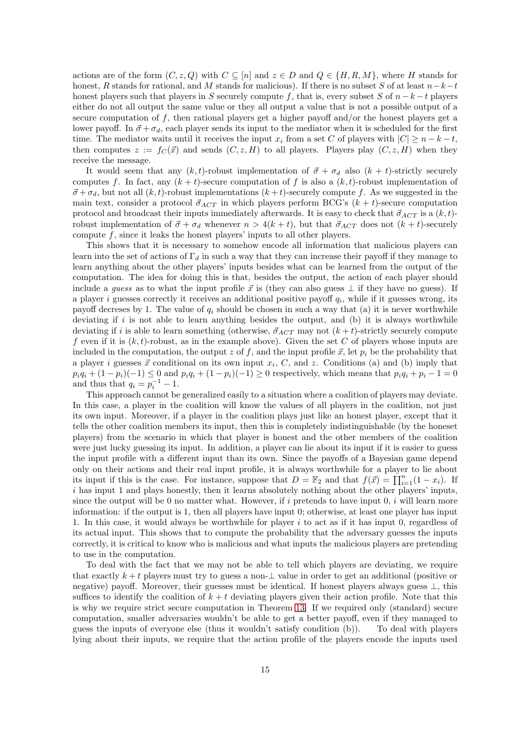actions are of the form $(C, z, Q)$ with $C \subseteq [n]$ and $z \in D$ and $Q \in \{H, R, M\}$, where $H$ stands for honest, $R$ stands for rational, and $M$ stands for malicious). If there is no subset $S$ of at least $n-k-t$ honest players such that players in $S$ securely compute $f$, that is, every subset $S$ of $n-k-t$ players either do not all output the same value or they all output a value that is not a possible output of a secure computation of $f$, then rational players get a higher payoff and/or the honest players get a lower payoff. In $\vec{\sigma} + \sigma_d$, each player sends its input to the mediator when it is scheduled for the first time. The mediator waits until it receives the input $x_i$ from a set $C$ of players with $|C| \geq n-k-t$, then computes $z := f_C(\vec{x})$ and sends $(C, z, H)$ to all players. Players play $(C, z, H)$ when they receive the message.

It would seem that any $(k,t)$-robust implementation of $\vec{\sigma} + \sigma_d$ also $(k+t)$-strictly securely computes $f$. In fact, any $(k+t)$-secure computation of $f$ is also a $(k,t)$-robust implementation of $\vec{\sigma} + \sigma_d$, but not all $(k,t)$-robust implementations $(k+t)$-securely compute $f$. As we suggested in the main text, consider a protocol $\vec{\sigma}_{ACT}$ in which players perform BCG's $(k+t)$-secure computation protocol and broadcast their inputs immediately afterwards. It is easy to check that $\vec{\sigma}_{ACT}$ is a $(k,t)$-robust implementation of $\vec{\sigma} + \sigma_d$ whenever $n > 4(k+t)$, but that $\vec{\sigma}_{ACT}$ does not $(k+t)$-securely compute $f$, since it leaks the honest players' inputs to all other players.

This shows that it is necessary to somehow encode all information that malicious players can learn into the set of actions of $\Gamma_d$ in such a way that they can increase their payoff if they manage to learn anything about the other players' inputs besides what can be learned from the output of the computation. The idea for doing this is that, besides the output, the action of each player should include a *guess* as to what the input profile $\vec{x}$ is (they can also guess $\perp$ if they have no guess). If a player $i$ guesses correctly it receives an additional positive payoff $q_i$, while if it guesses wrong, its payoff decreses by 1. The value of $q_i$ should be chosen in such a way that (a) it is never worthwhile deviating if $i$ is not able to learn anything besides the output, and (b) it is always worthwhile deviating if $i$ is able to learn something (otherwise, $\vec{\sigma}_{ACT}$ may not $(k+t)$-strictly securely compute $f$ even if it is $(k,t)$-robust, as in the example above). Given the set $C$ of players whose inputs are included in the computation, the output $z$ of $f$, and the input profile $\vec{x}$, let $p_i$ be the probability that a player $i$ guesses $\vec{x}$ conditional on its own input $x_i$, $C$, and $z$. Conditions (a) and (b) imply that $p_i q_i + (1-p_i)(-1) \leq 0$ and $p_i q_i + (1-p_i)(-1) \geq 0$ respectively, which means that $p_i q_i + p_i - 1 = 0$ and thus that $q_i = p_i^{-1} - 1$.

This approach cannot be generalized easily to a situation where a coalition of players may deviate. In this case, a player in the coalition will know the values of all players in the coalition, not just its own input. Moreover, if a player in the coalition plays just like an honest player, except that it tells the other coalition members its input, then this is completely indistinguishable (by the honeset players) from the scenario in which that player is honest and the other members of the coalition were just lucky guessing its input. In addition, a player can lie about its input if it is easier to guess the input profile with a different input than its own. Since the payoffs of a Bayesian game depend only on their actions and their real input profile, it is always worthwhile for a player to lie about its input if this is the case. For instance, suppose that $D = \mathbb{F}_2$ and that $f(\vec{x}) = \prod_{i=1}^{n}(1-x_i)$. If $i$ has input 1 and plays honestly, then it learns absolutely nothing about the other players' inputs, since the output will be 0 no matter what. However, if $i$ pretends to have input 0, $i$ will learn more information: if the output is 1, then all players have input 0; otherwise, at least one player has input 1. In this case, it would always be worthwhile for player $i$ to act as if it has input 0, regardless of its actual input. This shows that to compute the probability that the adversary guesses the inputs correctly, it is critical to know who is malicious and what inputs the malicious players are pretending to use in the computation.

To deal with the fact that we may not be able to tell which players are deviating, we require that exactly $k+t$ players must try to guess a non-$\perp$ value in order to get an additional (positive or negative) payoff. Moreover, their guesses must be identical. If honest players always guess $\perp$, this suffices to identify the coalition of $k+t$ deviating players given their action profile. Note that this is why we require strict secure computation in Theorem 13. If we required only (standard) secure computation, smaller adversaries wouldn't be able to get a better payoff, even if they managed to guess the inputs of everyone else (thus it wouldn't satisfy condition (b)). To deal with players lying about their inputs, we require that the action profile of the players encode the inputs used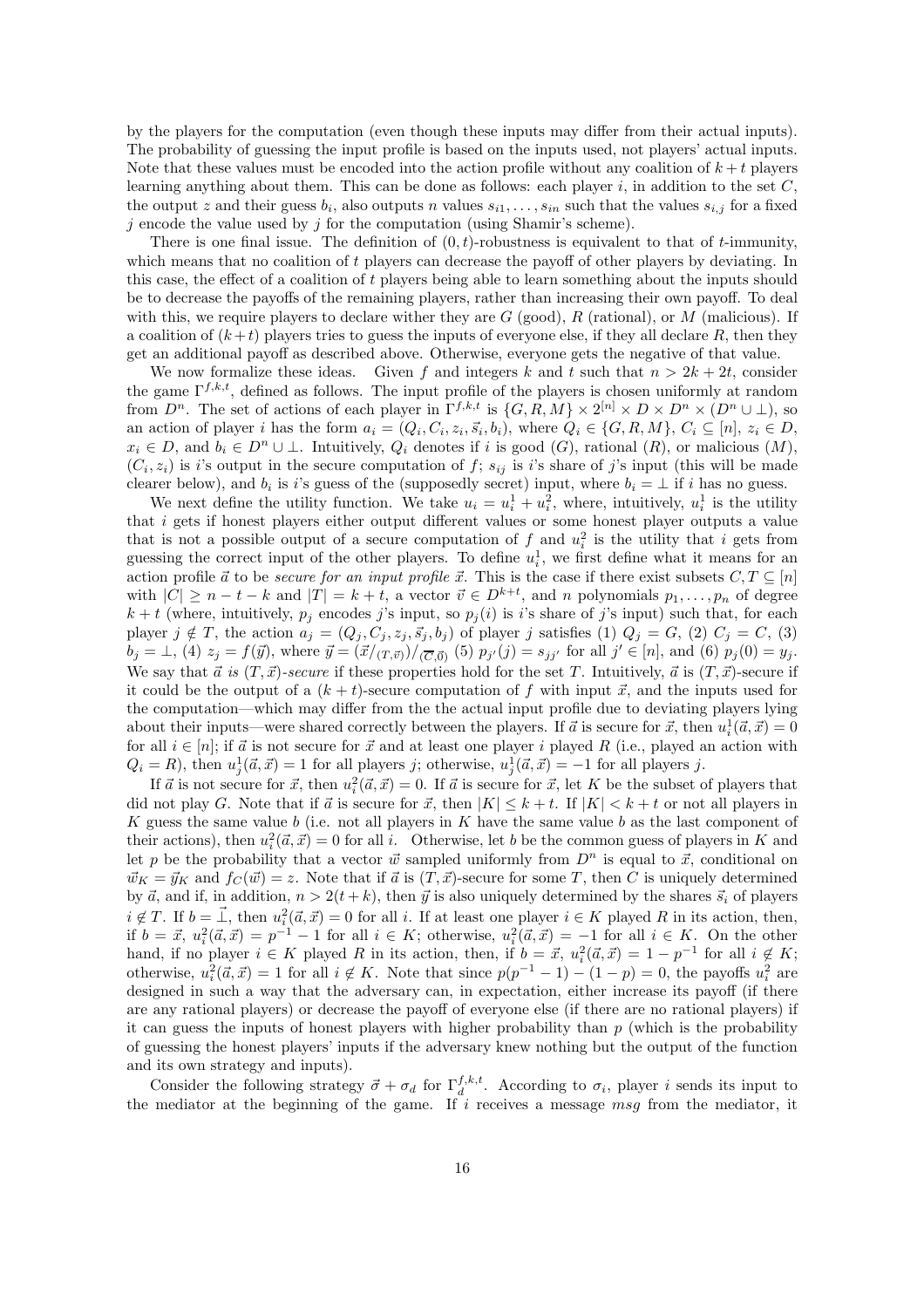by the players for the computation (even though these inputs may differ from their actual inputs). The probability of guessing the input profile is based on the inputs used, not players' actual inputs. Note that these values must be encoded into the action profile without any coalition of $k+t$ players learning anything about them. This can be done as follows: each player $i$, in addition to the set $C$, the output $z$ and their guess $b_i$, also outputs $n$ values $s_{i1}, \ldots, s_{in}$ such that the values $s_{i,j}$ for a fixed $j$ encode the value used by $j$ for the computation (using Shamir's scheme).

There is one final issue. The definition of $(0,t)$-robustness is equivalent to that of $t$-immunity, which means that no coalition of $t$ players can decrease the payoff of other players by deviating. In this case, the effect of a coalition of $t$ players being able to learn something about the inputs should be to decrease the payoffs of the remaining players, rather than increasing their own payoff. To deal with this, we require players to declare wither they are $G$ (good), $R$ (rational), or $M$ (malicious). If a coalition of $(k+t)$ players tries to guess the inputs of everyone else, if they all declare $R$, then they get an additional payoff as described above. Otherwise, everyone gets the negative of that value.

We now formalize these ideas. Given $f$ and integers $k$ and $t$ such that $n > 2k + 2t$, consider the game $\Gamma^{f,k,t}$, defined as follows. The input profile of the players is chosen uniformly at random from $D^n$. The set of actions of each player in $\Gamma^{f,k,t}$ is $\{G, R, M\} \times 2^{[n]} \times D \times D^n \times (D^n \cup \bot)$, so an action of player $i$ has the form $a_i = (Q_i, C_i, z_i, \vec{s}_i, b_i)$, where $Q_i \in \{G, R, M\}$, $C_i \subseteq [n]$, $z_i \in D$, $x_i \in D$, and $b_i \in D^n \cup \bot$. Intuitively, $Q_i$ denotes if $i$ is good ($G$), rational ($R$), or malicious ($M$), $(C_i, z_i)$ is $i$'s output in the secure computation of $f$; $s_{ij}$ is $i$'s share of $j$'s input (this will be made clearer below), and $b_i$ is $i$'s guess of the (supposedly secret) input, where $b_i = \bot$ if $i$ has no guess.

We next define the utility function. We take $u_i = u_i^1 + u_i^2$, where, intuitively, $u_i^1$ is the utility that $i$ gets if honest players either output different values or some honest player outputs a value that is not a possible output of a secure computation of $f$ and $u_i^2$ is the utility that $i$ gets from guessing the correct input of the other players. To define $u_i^1$, we first define what it means for an action profile $\vec{a}$ to be *secure for an input profile* $\vec{x}$. This is the case if there exist subsets $C, T \subseteq [n]$ with $|C| \geq n - t - k$ and $|T| = k + t$, a vector $\vec{v} \in D^{k+t}$, and $n$ polynomials $p_1, \ldots, p_n$ of degree $k + t$ (where, intuitively, $p_j$ encodes $j$'s input, so $p_j(i)$ is $i$'s share of $j$'s input) such that, for each player $j \notin T$, the action $a_j = (Q_j, C_j, z_j, \vec{s}_j, b_j)$ of player $j$ satisfies (1) $Q_j = G$, (2) $C_j = C$, (3) $b_j = \bot$, (4) $z_j = f(\vec{y})$, where $\vec{y} = (\vec{x}/_{(T,\vec{v})})/_{(\overline{C},\vec{0})}$ (5) $p_{j'}(j) = s_{jj'}$ for all $j' \in [n]$, and (6) $p_j(0) = y_j$. We say that $\vec{a}$ *is* $(T, \vec{x})$*-secure* if these properties hold for the set $T$. Intuitively, $\vec{a}$ is $(T, \vec{x})$-secure if it could be the output of a $(k+t)$-secure computation of $f$ with input $\vec{x}$, and the inputs used for the computation—which may differ from the the actual input profile due to deviating players lying about their inputs—were shared correctly between the players. If $\vec{a}$ is secure for $\vec{x}$, then $u_i^1(\vec{a}, \vec{x}) = 0$ for all $i \in [n]$; if $\vec{a}$ is not secure for $\vec{x}$ and at least one player $i$ played $R$ (i.e., played an action with $Q_i = R$), then $u_j^1(\vec{a}, \vec{x}) = 1$ for all players $j$; otherwise, $u_j^1(\vec{a}, \vec{x}) = -1$ for all players $j$.

If $\vec{a}$ is not secure for $\vec{x}$, then $u_i^2(\vec{a}, \vec{x}) = 0$. If $\vec{a}$ is secure for $\vec{x}$, let $K$ be the subset of players that did not play $G$. Note that if $\vec{a}$ is secure for $\vec{x}$, then $|K| \leq k + t$. If $|K| < k + t$ or not all players in $K$ guess the same value $b$ (i.e. not all players in $K$ have the same value $b$ as the last component of their actions), then $u_i^2(\vec{a}, \vec{x}) = 0$ for all $i$. Otherwise, let $b$ be the common guess of players in $K$ and let $p$ be the probability that a vector $\vec{w}$ sampled uniformly from $D^n$ is equal to $\vec{x}$, conditional on $\vec{w}_K = \vec{y}_K$ and $f_C(\vec{w}) = z$. Note that if $\vec{a}$ is $(T, \vec{x})$-secure for some $T$, then $C$ is uniquely determined by $\vec{a}$, and if, in addition, $n > 2(t+k)$, then $\vec{y}$ is also uniquely determined by the shares $\vec{s}_i$ of players $i \notin T$. If $b = \vec{\bot}$, then $u_i^2(\vec{a}, \vec{x}) = 0$ for all $i$. If at least one player $i \in K$ played $R$ in its action, then, if $b = \vec{x}$, $u_i^2(\vec{a}, \vec{x}) = p^{-1} - 1$ for all $i \in K$; otherwise, $u_i^2(\vec{a}, \vec{x}) = -1$ for all $i \in K$. On the other hand, if no player $i \in K$ played $R$ in its action, then, if $b = \vec{x}$, $u_i^2(\vec{a}, \vec{x}) = 1 - p^{-1}$ for all $i \notin K$; otherwise, $u_i^2(\vec{a}, \vec{x}) = 1$ for all $i \notin K$. Note that since $p(p^{-1} - 1) - (1 - p) = 0$, the payoffs $u_i^2$ are designed in such a way that the adversary can, in expectation, either increase its payoff (if there are any rational players) or decrease the payoff of everyone else (if there are no rational players) if it can guess the inputs of honest players with higher probability than $p$ (which is the probability of guessing the honest players' inputs if the adversary knew nothing but the output of the function and its own strategy and inputs).

Consider the following strategy $\vec{\sigma} + \sigma_d$ for $\Gamma_d^{f,k,t}$. According to $\sigma_i$, player $i$ sends its input to the mediator at the beginning of the game. If $i$ receives a message $msg$ from the mediator, it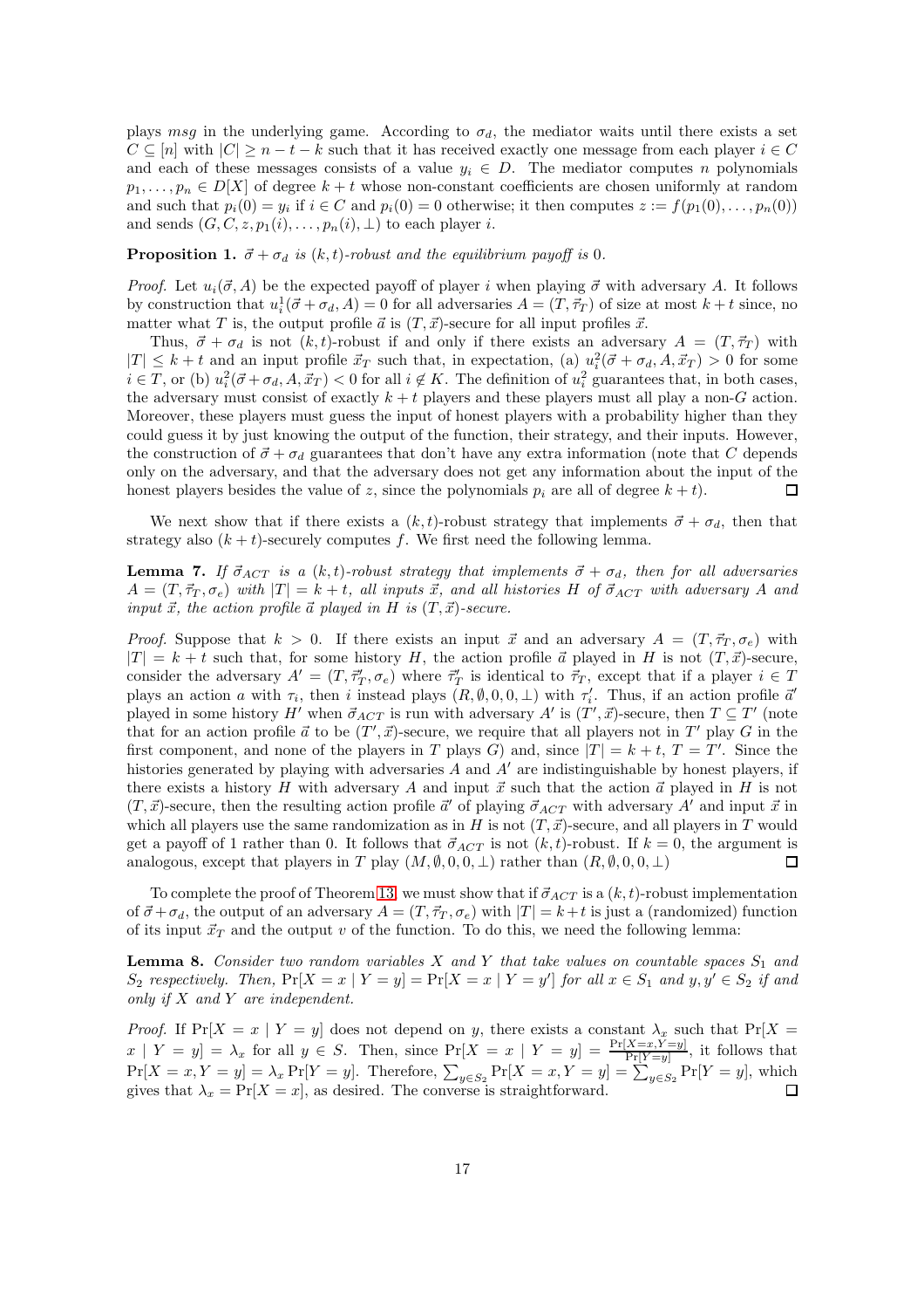plays $msg$ in the underlying game. According to $\sigma_d$, the mediator waits until there exists a set $C \subseteq [n]$ with $|C| \geq n - t - k$ such that it has received exactly one message from each player $i \in C$ and each of these messages consists of a value $y_i \in D$. The mediator computes $n$ polynomials $p_1, \ldots, p_n \in D[X]$ of degree $k + t$ whose non-constant coefficients are chosen uniformly at random and such that $p_i(0) = y_i$ if $i \in C$ and $p_i(0) = 0$ otherwise; it then computes $z := f(p_1(0), \ldots, p_n(0))$ and sends $(G, C, z, p_1(i), \ldots, p_n(i), \perp)$ to each player $i$.

**Proposition 1.** *$\vec{\sigma} + \sigma_d$ is $(k,t)$-robust and the equilibrium payoff is 0.*

*Proof.* Let $u_i(\vec{\sigma}, A)$ be the expected payoff of player $i$ when playing $\vec{\sigma}$ with adversary $A$. It follows by construction that $u_i^1(\vec{\sigma} + \sigma_d, A) = 0$ for all adversaries $A = (T, \vec{\tau}_T)$ of size at most $k + t$ since, no matter what $T$ is, the output profile $\vec{a}$ is $(T, \vec{x})$-secure for all input profiles $\vec{x}$.

Thus, $\vec{\sigma} + \sigma_d$ is not $(k,t)$-robust if and only if there exists an adversary $A = (T, \vec{\tau}_T)$ with $|T| \leq k + t$ and an input profile $\vec{x}_T$ such that, in expectation, (a) $u_i^2(\vec{\sigma} + \sigma_d, A, \vec{x}_T) > 0$ for some $i \in T$, or (b) $u_i^2(\vec{\sigma} + \sigma_d, A, \vec{x}_T) < 0$ for all $i \notin K$. The definition of $u_i^2$ guarantees that, in both cases, the adversary must consist of exactly $k + t$ players and these players must all play a non-$G$ action. Moreover, these players must guess the input of honest players with a probability higher than they could guess it by just knowing the output of the function, their strategy, and their inputs. However, the construction of $\vec{\sigma} + \sigma_d$ guarantees that don't have any extra information (note that $C$ depends only on the adversary, and that the adversary does not get any information about the input of the honest players besides the value of $z$, since the polynomials $p_i$ are all of degree $k + t$). $\square$

We next show that if there exists a $(k,t)$-robust strategy that implements $\vec{\sigma} + \sigma_d$, then that strategy also $(k+t)$-securely computes $f$. We first need the following lemma.

**Lemma 7.** *If $\vec{\sigma}_{ACT}$ is a $(k,t)$-robust strategy that implements $\vec{\sigma} + \sigma_d$, then for all adversaries $A = (T, \vec{\tau}_T, \sigma_e)$ with $|T| = k + t$, all inputs $\vec{x}$, and all histories $H$ of $\vec{\sigma}_{ACT}$ with adversary $A$ and input $\vec{x}$, the action profile $\vec{a}$ played in $H$ is $(T, \vec{x})$-secure.*

*Proof.* Suppose that $k > 0$. If there exists an input $\vec{x}$ and an adversary $A = (T, \vec{\tau}_T, \sigma_e)$ with $|T| = k + t$ such that, for some history $H$, the action profile $\vec{a}$ played in $H$ is not $(T, \vec{x})$-secure, consider the adversary $A' = (T, \vec{\tau}'_T, \sigma_e)$ where $\vec{\tau}'_T$ is identical to $\vec{\tau}_T$, except that if a player $i \in T$ plays an action $a$ with $\tau_i$, then $i$ instead plays $(R, \emptyset, 0, 0, \perp)$ with $\tau'_i$. Thus, if an action profile $\vec{a}'$ played in some history $H'$ when $\vec{\sigma}_{ACT}$ is run with adversary $A'$ is $(T', \vec{x})$-secure, then $T \subseteq T'$ (note that for an action profile $\vec{a}$ to be $(T', \vec{x})$-secure, we require that all players not in $T'$ play $G$ in the first component, and none of the players in $T$ plays $G$) and, since $|T| = k + t$, $T = T'$. Since the histories generated by playing with adversaries $A$ and $A'$ are indistinguishable by honest players, if there exists a history $H$ with adversary $A$ and input $\vec{x}$ such that the action $\vec{a}$ played in $H$ is not $(T, \vec{x})$-secure, then the resulting action profile $\vec{a}'$ of playing $\vec{\sigma}_{ACT}$ with adversary $A'$ and input $\vec{x}$ in which all players use the same randomization as in $H$ is not $(T, \vec{x})$-secure, and all players in $T$ would get a payoff of 1 rather than 0. It follows that $\vec{\sigma}_{ACT}$ is not $(k,t)$-robust. If $k = 0$, the argument is analogous, except that players in $T$ play $(M, \emptyset, 0, 0, \perp)$ rather than $(R, \emptyset, 0, 0, \perp)$ $\square$

To complete the proof of Theorem 13, we must show that if $\vec{\sigma}_{ACT}$ is a $(k,t)$-robust implementation of $\vec{\sigma} + \sigma_d$, the output of an adversary $A = (T, \vec{\tau}_T, \sigma_e)$ with $|T| = k + t$ is just a (randomized) function of its input $\vec{x}_T$ and the output $v$ of the function. To do this, we need the following lemma:

**Lemma 8.** *Consider two random variables $X$ and $Y$ that take values on countable spaces $S_1$ and $S_2$ respectively. Then, $\Pr[X = x \mid Y = y] = \Pr[X = x \mid Y = y']$ for all $x \in S_1$ and $y, y' \in S_2$ if and only if $X$ and $Y$ are independent.*

*Proof.* If $\Pr[X = x \mid Y = y]$ does not depend on $y$, there exists a constant $\lambda_x$ such that $\Pr[X = x \mid Y = y] = \lambda_x$ for all $y \in S$. Then, since $\Pr[X = x \mid Y = y] = \frac{\Pr[X = x, Y = y]}{\Pr[Y = y]}$, it follows that $\Pr[X = x, Y = y] = \lambda_x \Pr[Y = y]$. Therefore, $\sum_{y \in S_2} \Pr[X = x, Y = y] = \sum_{y \in S_2} \Pr[Y = y]$, which gives that $\lambda_x = \Pr[X = x]$, as desired. The converse is straightforward. $\square$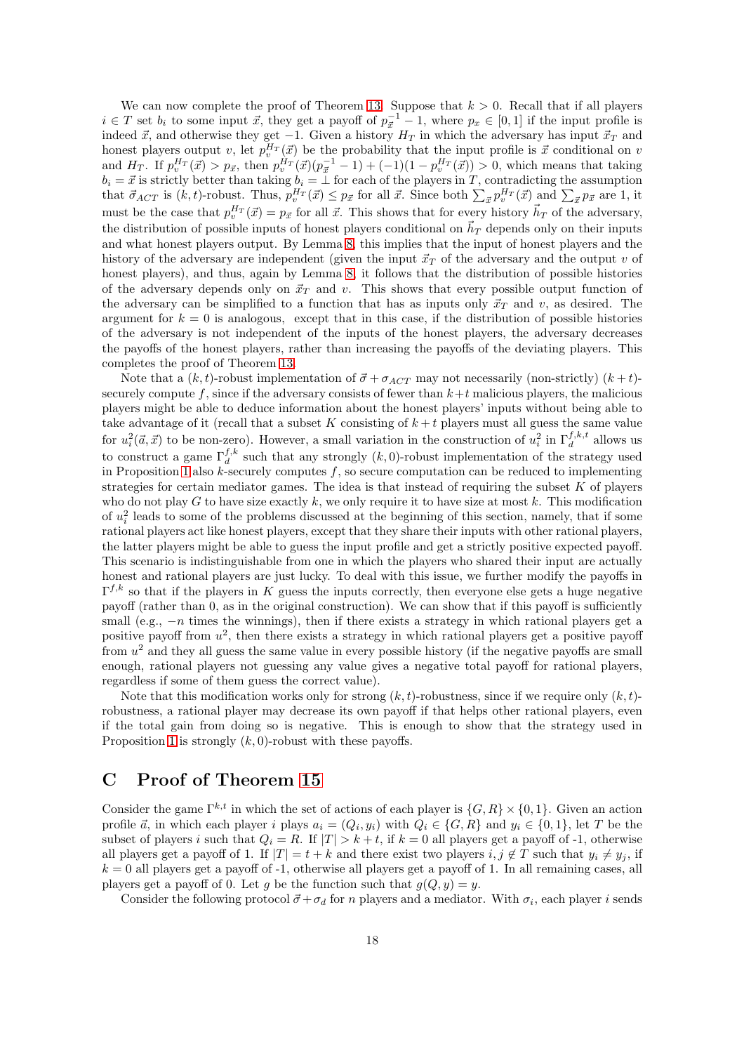We can now complete the proof of Theorem 13. Suppose that $k > 0$. Recall that if all players $i \in T$ set $b_i$ to some input $\vec{x}$, they get a payoff of $p_{\vec{x}}^{-1} - 1$, where $p_x \in [0, 1]$ if the input profile is indeed $\vec{x}$, and otherwise they get $-1$. Given a history $H_T$ in which the adversary has input $\vec{x}_T$ and honest players output $v$, let $p_v^{H_T}(\vec{x})$ be the probability that the input profile is $\vec{x}$ conditional on $v$ and $H_T$. If $p_v^{H_T}(\vec{x}) > p_{\vec{x}}$, then $p_v^{H_T}(\vec{x})(p_{\vec{x}}^{-1} - 1) + (-1)(1 - p_v^{H_T}(\vec{x})) > 0$, which means that taking $b_i = \vec{x}$ is strictly better than taking $b_i = \perp$ for each of the players in $T$, contradicting the assumption that $\vec{\sigma}_{ACT}$ is $(k, t)$-robust. Thus, $p_v^{H_T}(\vec{x}) \leq p_{\vec{x}}$ for all $\vec{x}$. Since both $\sum_{\vec{x}} p_v^{H_T}(\vec{x})$ and $\sum_{\vec{x}} p_{\vec{x}}$ are 1, it must be the case that $p_v^{H_T}(\vec{x}) = p_{\vec{x}}$ for all $\vec{x}$. This shows that for every history $\vec{h}_T$ of the adversary, the distribution of possible inputs of honest players conditional on $\vec{h}_T$ depends only on their inputs and what honest players output. By Lemma 8, this implies that the input of honest players and the history of the adversary are independent (given the input $\vec{x}_T$ of the adversary and the output $v$ of honest players), and thus, again by Lemma 8, it follows that the distribution of possible histories of the adversary depends only on $\vec{x}_T$ and $v$. This shows that every possible output function of the adversary can be simplified to a function that has as inputs only $\vec{x}_T$ and $v$, as desired. The argument for $k = 0$ is analogous, except that in this case, if the distribution of possible histories of the adversary is not independent of the inputs of the honest players, the adversary decreases the payoffs of the honest players, rather than increasing the payoffs of the deviating players. This completes the proof of Theorem 13.

Note that a $(k, t)$-robust implementation of $\vec{\sigma} + \sigma_{ACT}$ may not necessarily (non-strictly) $(k+t)$-securely compute $f$, since if the adversary consists of fewer than $k+t$ malicious players, the malicious players might be able to deduce information about the honest players' inputs without being able to take advantage of it (recall that a subset $K$ consisting of $k+t$ players must all guess the same value for $u_i^2(\vec{a}, \vec{x})$ to be non-zero). However, a small variation in the construction of $u_i^2$ in $\Gamma_d^{f,k,t}$ allows us to construct a game $\Gamma_d^{f,k}$ such that any strongly $(k, 0)$-robust implementation of the strategy used in Proposition 1 also $k$-securely computes $f$, so secure computation can be reduced to implementing strategies for certain mediator games. The idea is that instead of requiring the subset $K$ of players who do not play $G$ to have size exactly $k$, we only require it to have size at most $k$. This modification of $u_i^2$ leads to some of the problems discussed at the beginning of this section, namely, that if some rational players act like honest players, except that they share their inputs with other rational players, the latter players might be able to guess the input profile and get a strictly positive expected payoff. This scenario is indistinguishable from one in which the players who shared their input are actually honest and rational players are just lucky. To deal with this issue, we further modify the payoffs in $\Gamma^{f,k}$ so that if the players in $K$ guess the inputs correctly, then everyone else gets a huge negative payoff (rather than 0, as in the original construction). We can show that if this payoff is sufficiently small (e.g., $-n$ times the winnings), then if there exists a strategy in which rational players get a positive payoff from $u^2$, then there exists a strategy in which rational players get a positive payoff from $u^2$ and they all guess the same value in every possible history (if the negative payoffs are small enough, rational players not guessing any value gives a negative total payoff for rational players, regardless if some of them guess the correct value).

Note that this modification works only for strong $(k, t)$-robustness, since if we require only $(k, t)$-robustness, a rational player may decrease its own payoff if that helps other rational players, even if the total gain from doing so is negative. This is enough to show that the strategy used in Proposition 1 is strongly $(k, 0)$-robust with these payoffs.

## C Proof of Theorem 15

Consider the game $\Gamma^{k,t}$ in which the set of actions of each player is $\{G, R\} \times \{0, 1\}$. Given an action profile $\vec{a}$, in which each player $i$ plays $a_i = (Q_i, y_i)$ with $Q_i \in \{G, R\}$ and $y_i \in \{0, 1\}$, let $T$ be the subset of players $i$ such that $Q_i = R$. If $|T| > k + t$, if $k = 0$ all players get a payoff of -1, otherwise all players get a payoff of 1. If $|T| = t + k$ and there exist two players $i, j \notin T$ such that $y_i \neq y_j$, if $k = 0$ all players get a payoff of -1, otherwise all players get a payoff of 1. In all remaining cases, all players get a payoff of 0. Let $g$ be the function such that $g(Q, y) = y$.

Consider the following protocol $\vec{\sigma} + \sigma_d$ for $n$ players and a mediator. With $\sigma_i$, each player $i$ sends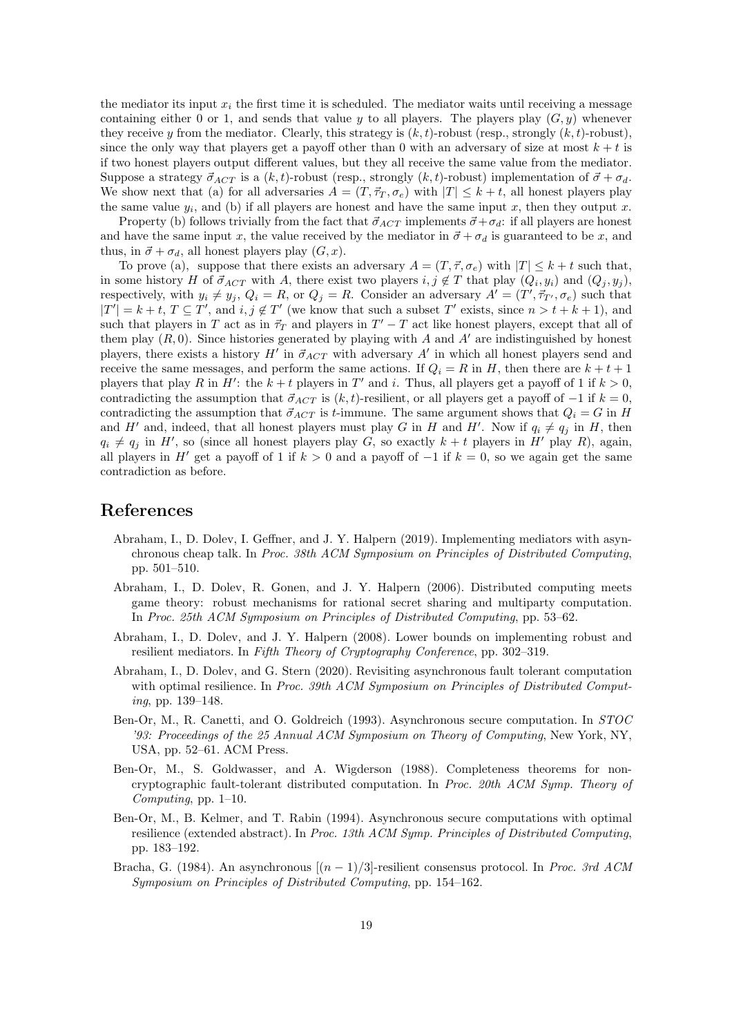the mediator its input $x_i$ the first time it is scheduled. The mediator waits until receiving a message containing either 0 or 1, and sends that value $y$ to all players. The players play $(G, y)$ whenever they receive $y$ from the mediator. Clearly, this strategy is $(k,t)$-robust (resp., strongly $(k,t)$-robust), since the only way that players get a payoff other than 0 with an adversary of size at most $k+t$ is if two honest players output different values, but they all receive the same value from the mediator. Suppose a strategy $\vec{\sigma}_{ACT}$ is a $(k,t)$-robust (resp., strongly $(k,t)$-robust) implementation of $\vec{\sigma} + \sigma_d$. We show next that (a) for all adversaries $A = (T, \vec{\tau}_T, \sigma_e)$ with $|T| \leq k+t$, all honest players play the same value $y_i$, and (b) if all players are honest and have the same input $x$, then they output $x$.

Property (b) follows trivially from the fact that $\vec{\sigma}_{ACT}$ implements $\vec{\sigma} + \sigma_d$: if all players are honest and have the same input $x$, the value received by the mediator in $\vec{\sigma} + \sigma_d$ is guaranteed to be $x$, and thus, in $\vec{\sigma} + \sigma_d$, all honest players play $(G, x)$.

To prove (a), suppose that there exists an adversary $A = (T, \vec{\tau}, \sigma_e)$ with $|T| \leq k+t$ such that, in some history $H$ of $\vec{\sigma}_{ACT}$ with $A$, there exist two players $i, j \notin T$ that play $(Q_i, y_i)$ and $(Q_j, y_j)$, respectively, with $y_i \neq y_j$, $Q_i = R$, or $Q_j = R$. Consider an adversary $A' = (T', \vec{\tau}_{T'}, \sigma_e)$ such that $|T'| = k+t$, $T \subseteq T'$, and $i, j \notin T'$ (we know that such a subset $T'$ exists, since $n > t+k+1$), and such that players in $T$ act as in $\vec{\tau}_T$ and players in $T' - T$ act like honest players, except that all of them play $(R, 0)$. Since histories generated by playing with $A$ and $A'$ are indistinguished by honest players, there exists a history $H'$ in $\vec{\sigma}_{ACT}$ with adversary $A'$ in which all honest players send and receive the same messages, and perform the same actions. If $Q_i = R$ in $H$, then there are $k+t+1$ players that play $R$ in $H'$: the $k+t$ players in $T'$ and $i$. Thus, all players get a payoff of 1 if $k > 0$, contradicting the assumption that $\vec{\sigma}_{ACT}$ is $(k,t)$-resilient, or all players get a payoff of $-1$ if $k=0$, contradicting the assumption that $\vec{\sigma}_{ACT}$ is $t$-immune. The same argument shows that $Q_i = G$ in $H$ and $H'$ and, indeed, that all honest players must play $G$ in $H$ and $H'$. Now if $q_i \neq q_j$ in $H$, then $q_i \neq q_j$ in $H'$, so (since all honest players play $G$, so exactly $k+t$ players in $H'$ play $R$), again, all players in $H'$ get a payoff of 1 if $k > 0$ and a payoff of $-1$ if $k = 0$, so we again get the same contradiction as before.

# References

Abraham, I., D. Dolev, I. Geffner, and J. Y. Halpern (2019). Implementing mediators with asynchronous cheap talk. In *Proc. 38th ACM Symposium on Principles of Distributed Computing*, pp. 501–510.

Abraham, I., D. Dolev, R. Gonen, and J. Y. Halpern (2006). Distributed computing meets game theory: robust mechanisms for rational secret sharing and multiparty computation. In *Proc. 25th ACM Symposium on Principles of Distributed Computing*, pp. 53–62.

Abraham, I., D. Dolev, and J. Y. Halpern (2008). Lower bounds on implementing robust and resilient mediators. In *Fifth Theory of Cryptography Conference*, pp. 302–319.

Abraham, I., D. Dolev, and G. Stern (2020). Revisiting asynchronous fault tolerant computation with optimal resilience. In *Proc. 39th ACM Symposium on Principles of Distributed Computing*, pp. 139–148.

Ben-Or, M., R. Canetti, and O. Goldreich (1993). Asynchronous secure computation. In *STOC '93: Proceedings of the 25 Annual ACM Symposium on Theory of Computing*, New York, NY, USA, pp. 52–61. ACM Press.

Ben-Or, M., S. Goldwasser, and A. Wigderson (1988). Completeness theorems for non-cryptographic fault-tolerant distributed computation. In *Proc. 20th ACM Symp. Theory of Computing*, pp. 1–10.

Ben-Or, M., B. Kelmer, and T. Rabin (1994). Asynchronous secure computations with optimal resilience (extended abstract). In *Proc. 13th ACM Symp. Principles of Distributed Computing*, pp. 183–192.

Bracha, G. (1984). An asynchronous $[(n-1)/3]$-resilient consensus protocol. In *Proc. 3rd ACM Symposium on Principles of Distributed Computing*, pp. 154–162.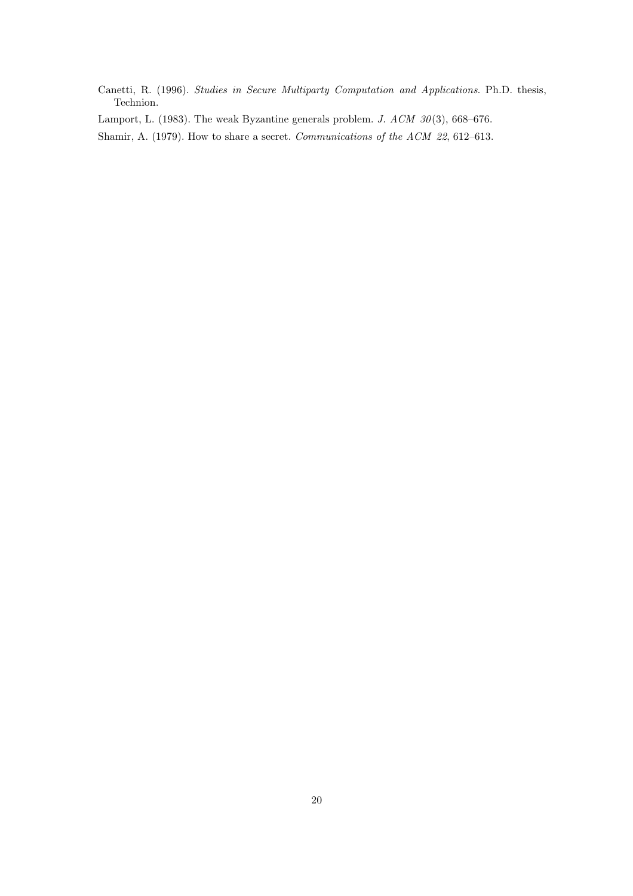Canetti, R. (1996). *Studies in Secure Multiparty Computation and Applications*. Ph.D. thesis, Technion.

Lamport, L. (1983). The weak Byzantine generals problem. *J. ACM 30*(3), 668–676.

Shamir, A. (1979). How to share a secret. *Communications of the ACM 22*, 612–613.